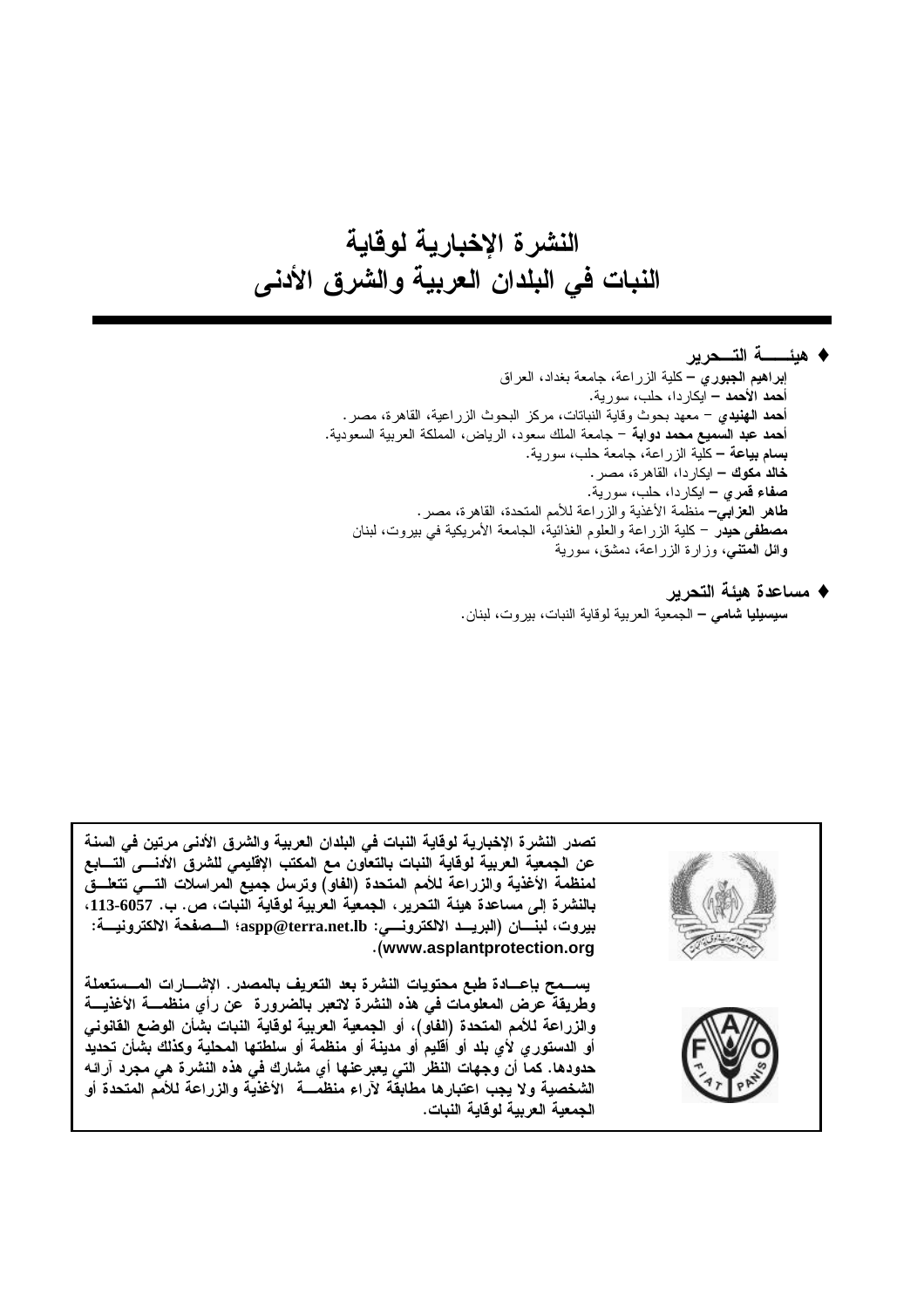# النشرة الإخبارية لوقاية النبات في البلدان العربية والشرق الأدنى

♦ **هيئـــــة التــحرير**

**إبراهيم الجبوري** – كلية الزراعة، جامعة بغداد، العراق
**أحمد الأحمد** – ايكاردا، حلب، سورية.
**أحمد الهنيدي** – معهد بحوث وقاية النباتات، مركز البحوث الزراعية، القاهرة، مصر.
**أحمد عبد السميع محمد دوابة** – جامعة الملك سعود، الرياض، المملكة العربية السعودية.
**بسام بياعة** – كلية الزراعة، جامعة حلب، سورية.
**خالد مكوك** – ايكاردا، القاهرة، مصر.
**صفاء قمري** – ايكاردا، حلب، سورية.
**طاهر العزابي**– منظمة الأغذية والزراعة للأمم المتحدة، القاهرة، مصر.
**مصطفى حيدر** – كلية الزراعة والعلوم الغذائية، الجامعة الأمريكية في بيروت، لبنان
**وائل المتني**، وزارة الزراعة، دمشق، سورية

♦ **مساعدة هيئة التحرير**

**سيسيليا شامي** – الجمعية العربية لوقاية النبات، بيروت، لبنان.

**تصدر النشرة الإخبارية لوقاية النبات في البلدان العربية والشرق الأدنى مرتين في السنة عن الجمعية العربية لوقاية النبات بالتعاون مع المكتب الإقليمي للشرق الأدنـــى التـــابع لمنظمة الأغذية والزراعة للأمم المتحدة (الفاو) وترسل جميع المراسلات التـــي تتعلـــق بالنشرة إلى مساعدة هيئة التحرير، الجمعية العربية لوقاية النبات، ص. ب. 6057-113، بيروت، لبنـــان (البريـــد الالكترونـــي: aspp@terra.net.lb؛ الـــصفحة الالكترونيـــة: www.asplantprotection.org).**

**يســـمح بإعـــادة طبع محتويات النشرة بعد التعريف بالمصدر. الإشـــارات المـــستعملة وطريقة عرض المعلومات في هذه النشرة لاتعبر بالضرورة عن رأي منظمـــة الأغذيـــة والزراعة للأمم المتحدة (الفاو)، أو الجمعية العربية لوقاية النبات بشأن الوضع القانوني أو الدستوري لأي بلد أو أقليم أو مدينة أو منظمة أو سلطتها المحلية وكذلك بشأن تحديد حدودها. كما أن وجهات النظر التي يعبرعنها أي مشارك في هذه النشرة هي مجرد آرائه الشخصية ولا يجب اعتبارها مطابقة لآراء منظمـــة الأغذية والزراعة للأمم المتحدة أو الجمعية العربية لوقاية النبات.**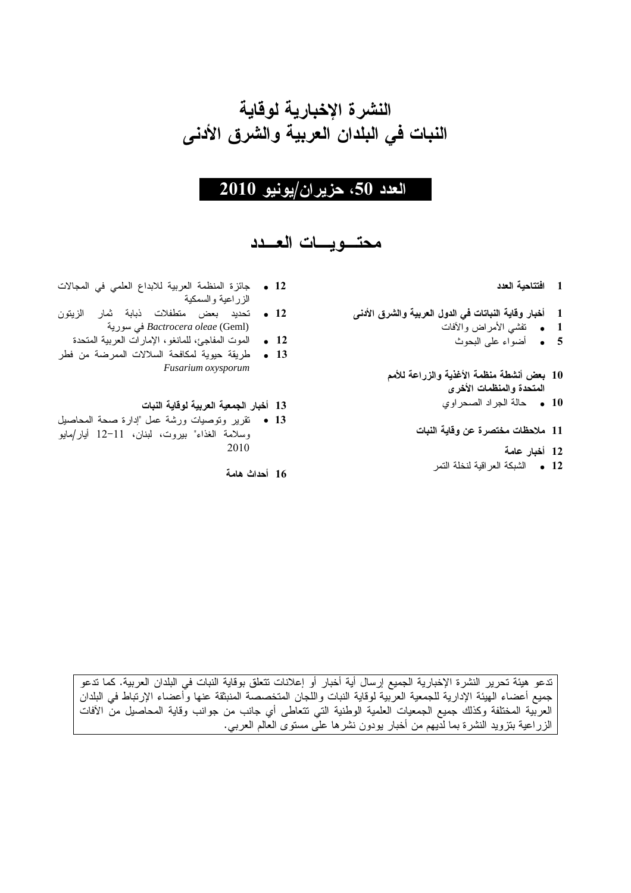# النشرة الإخبارية لوقاية النبات في البلدان العربية والشرق الأدنى

## العدد 50، حزيران/يونيو 2010

## محتـــويـــات العـــدد

**1 افتتاحية العدد**

**1 أخبار وقاية النباتات في الدول العربية والشرق الأدنى**
- 1 تفشي الأمراض والآفات
- 5 أضواء على البحوث

**10 بعض أنشطة منظمة الأغذية والزراعة للأمم المتحدة والمنظمات الأخرى**
- 10 حالة الجراد الصحراوي

**11 ملاحظات مختصرة عن وقاية النبات**

**12 أخبار عامة**
- 12 الشبكة العراقية لنخلة التمر
- 12 جائزة المنظمة العربية للابداع العلمي في المجالات الزراعية والسمكية
- 12 تحديد بعض متطفلات ذبابة ثمار الزيتون *Bactrocera oleae* (Geml) في سورية
- 12 الموت المفاجئ، للمانغو، الإمارات العربية المتحدة
- 13 طريقة حيوية لمكافحة السلالات الممرضة من فطر *Fusarium oxysporum*

**13 أخبار الجمعية العربية لوقاية النبات**
- 13 تقرير وتوصيات ورشة عمل "إدارة صحة المحاصيل وسلامة الغذاء" بيروت، لبنان، 11-12 أيار/مايو 2010

**16 أحداث هامة**

تدعو هيئة تحرير النشرة الإخبارية الجميع إرسال أية أخبار أو إعلانات تتعلق بوقاية النبات في البلدان العربية. كما تدعو جميع أعضاء الهيئة الإدارية للجمعية العربية لوقاية النبات واللجان المتخصصة المنبثقة عنها وأعضاء الإرتباط في البلدان العربية المختلفة وكذلك جميع الجمعيات العلمية الوطنية التي تتعاطى أي جانب من جوانب وقاية المحاصيل من الآفات الزراعية بتزويد النشرة بما لديهم من أخبار يودون نشرها على مستوى العالم العربي.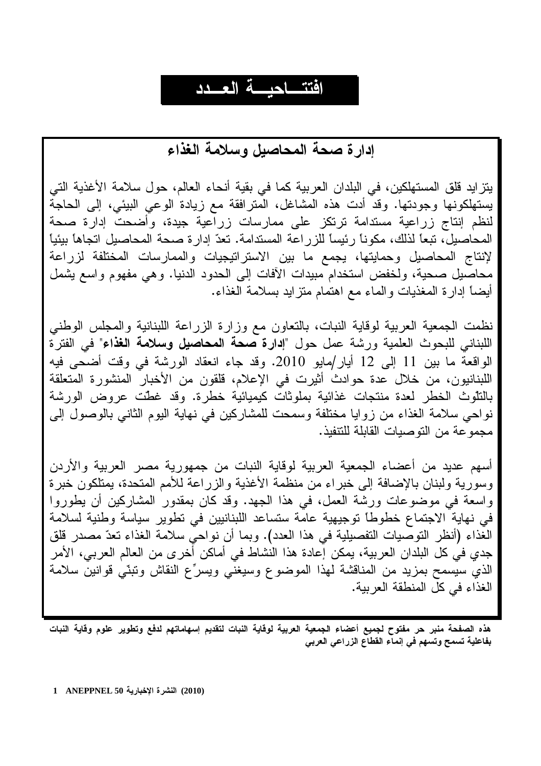# افتتــاحيــة العــدد

## إدارة صحة المحاصيل وسلامة الغذاء

يتزايد قلق المستهلكين، في البلدان العربية كما في بقية أنحاء العالم، حول سلامة الأغذية التي يستهلكونها وجودتها. وقد أدت هذه المشاغل، المترافقة مع زيادة الوعي البيئي، إلى الحاجة لنظم إنتاج زراعية مستدامة ترتكز على ممارسات زراعية جيدة، وأضحت إدارة صحة المحاصيل، تبعاً لذلك، مكوناً رئيساً للزراعة المستدامة. تعدّ إدارة صحة المحاصيل اتجاهاً بيئياً لإنتاج المحاصيل وحمايتها، يجمع ما بين الاستراتيجيات والممارسات المختلفة لزراعة محاصيل صحية، ولخفض استخدام مبيدات الآفات إلى الحدود الدنيا. وهي مفهوم واسع يشمل أيضاً إدارة المغذيات والماء مع اهتمام متزايد بسلامة الغذاء.

نظمت الجمعية العربية لوقاية النبات، بالتعاون مع وزارة الزراعة اللبنانية والمجلس الوطني اللبناني للبحوث العلمية ورشة عمل حول "**إدارة صحة المحاصيل وسلامة الغذاء**" في الفترة الواقعة ما بين 11 إلى 12 أيار/مايو 2010. وقد جاء انعقاد الورشة في وقت أضحى فيه اللبنانيون، من خلال عدة حوادث أثيرت في الإعلام، قلقون من الأخبار المنشورة المتعلقة بالتلّوث الخطر لعدة منتجات غذائية بملوثات كيميائية خطرة. وقد غطّت عروض الورشة نواحي سلامة الغذاء من زوايا مختلفة وسمحت للمشاركين في نهاية اليوم الثاني بالوصول إلى مجموعة من التوصيات القابلة للتنفيذ.

أسهم عديد من أعضاء الجمعية العربية لوقاية النبات من جمهورية مصر العربية والأردن وسورية ولبنان بالإضافة إلى خبراء من منظمة الأغذية والزراعة للأمم المتحدة، يمتلكون خبرة واسعة في موضوعات ورشة العمل، في هذا الجهد. وقد كان بمقدور المشاركين أن يطوروا في نهاية الاجتماع خطوطاً توجيهية عامة ستساعد اللبنانيين في تطوير سياسة وطنية لسلامة الغذاء (أنظر التوصيات التفصيلية في هذا العدد). وبما أن نواحي سلامة الغذاء تعدّ مصدر قلق جدي في كل البلدان العربية، يمكن إعادة هذا النشاط في أماكن أخرى من العالم العربي، الأمر الذي سيسمح بمزيد من المناقشة لهذا الموضوع وسيغني ويسرّع النقاش وتبنّي قوانين سلامة الغذاء في كل المنطقة العربية.

**هذه الصفحة منبر حر مفتوح لجميع أعضاء الجمعية العربية لوقاية النبات لتقديم إسهاماتهم لدفع وتطوير علوم وقاية النبات بفاعلية تسمح وتسهم في إنماء القطاع الزراعي العربي**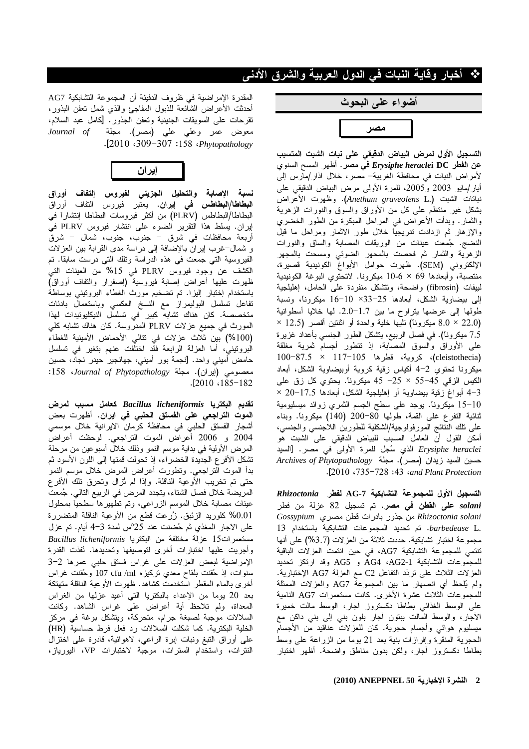# ❖ أخبار وقاية النبات في الدول العربية والشرق الأدنى

## أضواء على البحوث

### مصر

**التسجيل الأول لمرض البياض الدقيقي على نبات الشبت المتسبب عن الفطر *Erysiphe heraclei* DC في مصر.** أظهر المسح السنوي لأمراض النبات في محافظة الغربية– مصر، خلال آذار/مارس إلى أيار/مايو 2003 و2005، للمرة الأولى مرض البياض الدقيقي على نباتات الشبت (*Anethum graveolens* L.). وظهرت الأعراض بشكل غير منتظم على كل من الأوراق والسوق والنورات الزهرية والثمار. وبدأت الأعراض في المراحل المبكرة من الطور الخضري والإزهار ثم ازدادت تدريجياً خلال طور الاثمار ومراحل ما قبل النضج. جُمعت عينات من الوريقات المصابة والساق والنورات الزهرية والثمار ثم فحصت بالمجهر الضوئي ومسحت بالمجهر الإلكتروني (SEM). ظهرت حوامل الأبواغ الكونيدية قصيرة، منتصبة، وأبعادها 69 × 6-10 ميكروناً. لاتحتوي البوغة الكونيدية ليفات (fibrosin) واضحة، وتتشكل منفردة على الحامل، إهليلجية إلى بيضاوية الشكل، أبعادها 25–33× 10–16 ميكروناً، ونسبة طولها إلى عرضها يتراوح ما بين 1.7–2.0. لها خلايا أسطوانية (22.0 × 8.0 ميكروناً) تليها خلية واحدة أو اثنتين أقصر (12.5 × 7.5 ميكروناً). في فصل الربيع، يتشكل الطور الجنسي بأعداد غزيرة على الأوراق والسوق المصابة، إذ تتطور أجسام ثمرية مغلقة (cleistothecia)، كروية، قطرها 105–117 × 87.5–100 ميكروناً تحتوي 2–4 أكياس زقية كروية أوبيضاوية الشكل، أبعاد الكيس الزقي 45–55 × 25– 45 ميكروناً. يحتوي كل زق على 3–4 أبواغ زقية بيضاوية أو إهليلجية الشكل، أبعادها 17.5–20 × 10–15 ميكروناً. يوجد على سطح الجسم الثمري زوائد ميسليومية ثنائية التفرع على القمة، طولها 80–200 (140) ميكروناً. وبناء على تلك النتائج المورفولوجية/الشكلية للطورين اللاجنسي والجنسي، أمكن القول أن العامل المسبب للبياض الدقيقي على الشبت هو *Erysiphe heraclei* الذي سُجل للمرة الأولى في مصر. [السيد حسين السيد زيدان (مصر)]. مجلة *Archives of Phytopathology and Plant Protection*، 43: 728–735، 2010].

**التسجيل الأول للمجموعة التشابكية AG-7 لفطر *Rhizoctonia solani* على القطن في مصر.** تم تسجيل 82 عزلة من فطر *Rhizoctonia solani* من جذور بادرات قطن مصري *Gossypium barbedease* L.. تم تحديد المجموعات التشابكية باستخدام 13 مجموعة اختبار تشابكية. حددت ثلاثة من العزلات (3.7%) على أنها تنتمي للمجموعة التشابكية AG7، في حين انتمت العزلات الباقية للمجموعات التشابكية AG-2-1، AG4 و AG5 وقد ارتكز تحديد العزلات الثلاث على تردَد التفاعل C2 مع العزلة AG7 الإختبارية. ولم يُلحظ أي انصهار ما بين المجموعة AG7 والعزلات الممثلة للمجموعات الثلاث عشرة الأخرى. كانت مستعمرات AG7 النامية على الوسط الغذائي بطاطا دكستروز آجار، الوسط مالت خميرة الآجار، والوسط المالت ببتون آجار بلون بني إلى بني داكن مع ميسليوم هوائي وأجسام حجرية. كان للعزلات عناقيد من الأجسام الحجرية المنفرة وإفرازات بنية بعد 21 يوماً من الزراعة على وسط بطاطا دكستروز آجار، ولكن بدون مناطق واضحة. أظهر اختبار المقدرة الإمراضية في ظروف الدفيئة أن المجموعة التشابكية AG7 أحدثت الأعراض الشائعة للذبول المفاجئ والذي شمل تعفن البذور، تقرحات على السويقات الجنينية وتعفن الجذور. [كامل عبد السلام، معوض عمر وعلي علي (مصر). مجلة *Journal of Phytopathology*، 158: 307–309، 2010].

### إيران

**نسبة الإصابة والتحليل الجزيئي لفيروس إلتفاف أوراق البطاطا/البطاطس في إيران.** يعتبر فيروس التفاف أوراق البطاطا/البطاطس (PLRV) من أكثر فيروسات البطاطا إنتشاراً في إيران. يسلط هذا التقرير الضوء على انتشار فيروس PLRV في أربعة محافظات في شرق – جنوب، جنوب، شمال – شرق و شمال–غرب إيران بالإضافة إلى دراسة مدى القرابة بين العزلات الفيروسية التي جمعت في هذه الدراسة وتلك التي درست سابقاً. تم الكشف عن وجود فيروس PLRV في 15% من العينات التي ظهرت عليها أعراض إصابة فيروسية (إصفرار والتفاف أوراق) باستخدام إختبار اليزا. تم تضخيم مورث الغطاء البروتيني بوساطة تفاعل تسلسل البوليمراز مع النسخ العكسي وباستعمال بادئات متخصصة. كان هناك تشابه كبير في تسلسل النيكليوتيدات لهذا المورث في جميع عزلات PLRV المدروسة. كان هناك تشابه كلي (100%) بين ثلاث عزلات في تتالي الأحماض الأمينية للغطاء البروتيني، أما العزلة الرابعة فقد اختلفت عنهم بتغير في تسلسل حامض أميني واحد. [نجمة بور أميني، جهانجير حيدر نجاد، حسين معصومي (إيران). مجلة *Journal of Phytopathology*، 158: 182–185، 2010].

**تقديم البكتريا *Bacillus licheniformis* كعامل مسبب لمرض الموت التراجعي على الفستق الحلبي في ايران.** أظهرت بعض أشجار الفستق الحلبي في محافظة كرمان الايرانية خلال موسمي 2004 و 2006 أعراض الموت التراجعي. لوحظت أعراض المرض الأولية في بداية موسم النمو وذلك خلال أسبوعين من مرحلة تشكل الأفرع الجديدة الخضراء، إذ تحولت قمتها إلى اللون الأسود ثم بدأ الموت التراجعي. وتطورت أعراض المرض خلال موسم النمو حتى تم تخريب الأوعية الناقلة. وإذا لم تُزال وتحرق تلك الأفرع المريضة خلال فصل الشتاء، يتجدد المرض في الربيع التالي. جُمعت عينات مصابة خلال الموسم الزراعي، وتم تطهيرها سطحياً بمحلول 0.01% كلوريد الزئبق. زُرعت قطع من الأوعية الناقلة المتضررة على الآجار المغذي ثم حُضنت عند 25°س لمدة 3–4 أيام. تم عزل 15 عزلة مختلفة من البكتريا *Bacillus licheniformis* مستعمرات وأجريت عليها اختبارات أخرى لتوصيفها وتحديدها. نُفذت القدرة الإمراضية لبعض العزلات على غراس فستق حلبي عمرها 2–3 سنوات، إذ حُقنت بلقاح معدي تركيزه 107 cfu /ml وحُقنت غراس أخرى بالماء المقطر استخدمت كشاهد. ظهرت الأوعية الناقلة متهتكة بعد 20 يوماً من الإعداء بالبكتريا التي أعيد عزلها من الغراس المعداة، ولم تلاحظ أية أعراض على غراس الشاهد. وكانت السلالات موجبة لصبغة جرام، متحركة، ويتشكل بوغة في مركز الخلية البكترية. كما شكلت السلالات رد فعل فرط حساسية (HR) على أوراق التبغ ونبات إبرة الراعي، لاهوائية، قادرة على اختزال النترات، واستخدام السترات، موجبة لاختبارات VP، اليورياز،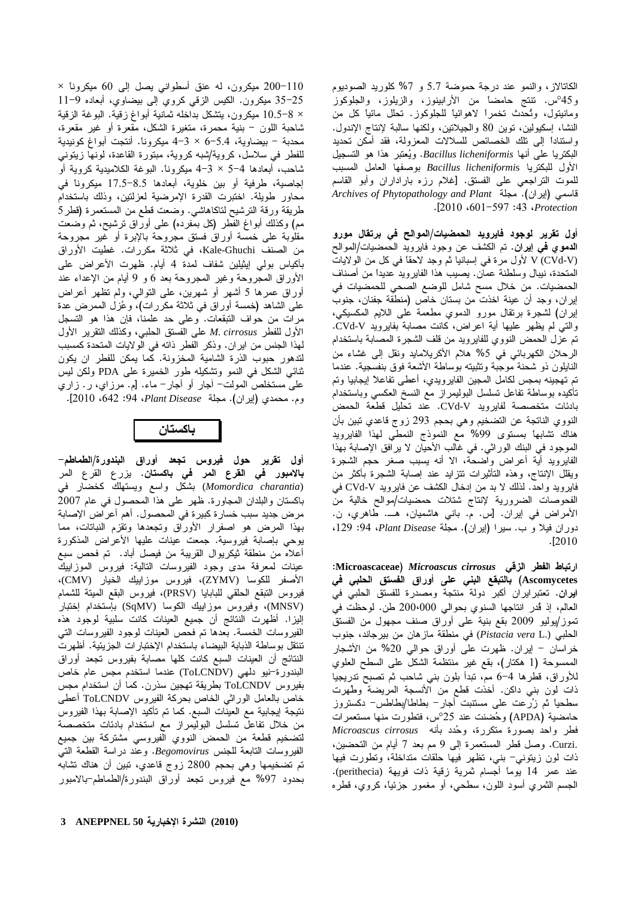الكاتالاز، والنمو عند درجة حموضة 5.7 و 7% كلوريد الصوديوم و45°س. تنتج حامضاً من الأرابينوز، والزيلوز، والجلوكوز ومانيتول، وتُحدث تخمراً لاهوائياً للجلوكوز. تحلل مائياً كل من النشا، إسكيولين، توين 80 والجيلاتين، ولكنها سالبة لإنتاج الإندول. واستناداً إلى تلك الخصائص للسلالات المعزولة، فقد أمكن تحديد البكتريا على أنها *Bacillus licheniformis*. ويُعتبر هذا هو التسجيل الأول للبكتريا *Bacillus licheniformis* بوصفها العامل المسبب للموت التراجعي على الفستق. [غلام رزه باراداران وأبو القاسم قاسمي (إيران). مجلة *Archives of Phytopathology and Plant Protection*، 43: 597-601، 2010].

**أول تقرير لوجود فايرويد الحمضيات/الموالح في برتقال مورو الدموي في إيران.** تم الكشف عن وجود فايرويد الحمضيات/الموالح V (CVd-V) لأول مرة في إسبانيا ثم وجد لاحقاً في كل من الولايات المتحدة، نيبال وسلطنة عمان. يصيب هذا الفايرويد عديداً من أصناف الحمضيات. من خلال مسح شامل للوضع الصحي للحمضيات في إيران، وجد أن عينة اخذت من بستان خاص (منطقة جفنان، جنوب إيران) لشجرة برتقال مورو الدموي مطعمة على اللايم المكسيكي، والتي لم يظهر عليها أية اعراض، كانت مصابة بفايرويد CVd-V. تم عزل الحمض النووي للفايرويد من قلف الشجرة المصابة باستخدام الرحلان الكهربائي في 5% هلام الأكريلامايد ونقل إلى غشاء من النايلون ذو شحنة موجبة وتثبيته بوساطة الأشعة فوق بنفسجية. عندما تم تهجينه بمجس لكامل المجين الفايرويدي، أعطى تفاعلاً إيجابيا وتم تأكيده بوساطة تفاعل تسلسل البوليمراز مع النسخ العكسي وباستخدام بادئات متخصصة لفايرويد CVd-V. عند تحليل قطعة الحمض النووي الناتجة عن التضخيم وهي بحجم 293 زوج قاعدي تبين بأن هناك تشابهاً بمستوى 99% مع النموذج النمطي لهذا الفايرويد الموجود في البنك الوراثي. في غالب الأحيان لا يرافق الإصابة بهذا الفايرويد أية أعراض واضحة، الا أنه يسبب صغر حجم الشجرة ويقلل الإنتاج، وهذه التأثيرات تتزايد عند إصابة الشجرة بأكثر من فايرويد واحد. لذلك لا بد من إدخال الكشف عن فايرويد CVd-V في الفحوصات الضرورية لإنتاج شتلات حمضيات/موالح خالية من الأمراض في إيران. [س. م. باني هاشميان، هـ. طاهري، ن. دوران فيلا و ب. سيرا (إيران). مجلة *Plant Disease*، 94: 129، 2010].

**ارتباط الفطر الزقي *Microascus cirrosus* (Microascaceae: Ascomycetes) بالتبقع البني على أوراق الفستق الحلبي في ايران.** تعتبرايران أكبر دولة منتجة ومصدرة للفستق الحلبي في العالم، إذ قُدر انتاجها السنوي بحوالي 200،000 طن. لوحظت في تموز/يوليو 2009 بقع بنية على أوراق صنف مجهول من الفستق الحلبي (*Pistacia vera* L.) في منطقة مازهان من بيرجاند، جنوب خراسان - إيران. ظهرت على أوراق حوالي 20% من الأشجار الممسوحة (1 هكتار)، بقع غير منتظمة الشكل على السطح العلوي للأوراق، قطرها 4-6 مم، تبدأ بلون بني شاحب ثم تصبح تدريجيا ذات لون بني داكن. أخذت قطع من الأنسجة المريضة وطهرت سطحياً ثم زُرعت على مستنبت أجار- بطاطا/بطاطس- دكستروز حامضية (APDA) وحُضنت عند 25°س، فتطورت منها مستعمرات فطر واحد بصورة متكررة، وحُدد بأنه *Microascus cirrosus* Curzi. وصل قطر المستعمرة إلى 9 مم بعد 7 أيام من التحضين، ذات لون زيتوني- بني، تظهر فيها حلقات متداخلة، وتطورت فيها عند عمر 14 يوماً أجسام ثمرية زقية ذات فويهة (perithecia). الجسم الثمري أسود اللون، سطحي، أو مغمور جزئياً، كروي، قطره 110-200 ميكرون، له عنق أسطواني يصل إلى 60 ميكروناً × 25-35 ميكرون. الكيس الزقي كروي إلى بيضاوي، أبعاده 9-11 × 8-10.5 ميكرون، يتشكل بداخله ثمانية أبواغ زقية. البوغة الزقية شاحبة اللون - بنية محمرة، متغيرة الشكل، مقعرة أو غير مقعرة، محدبة - بيضاوية، 5.4-6 × 3-4 ميكروناً. أنتجت أبواغ كونيدية للفطر في سلاسل، كروية/شبه كروية، مبتورة القاعدة، لونها زيتوني شاحب، أبعادها 4-5 × 3-4 ميكروناً. البوغة الكلاميدية كروية أو إجاصية، طرفية أو بين خلوية، أبعادها 8.5-17.5 ميكروناً في محاور طويلة. اختبرت القدرة الإمرضية لعزلتين، وذلك باستخدام طريقة ورقة الترشيح لتاكاهاشي. وضعت قطع من المستعمرة (قطر 5 مم) وكذلك أبواغ الفطر (كل بمفرده) على أوراق ترشيح، ثم وضعت مقلوبة على خمسة أوراق فستق مجروحة بالإبرة أو غير مجروحة من الصنف Kale-Ghuchi، في ثلاثة مكررات. غطيت الأوراق بأكياس بولي إيثيلين شفاف لمدة 4 أيام. ظهرت الأعراض على الأوراق المجروحة وغير المجروحة بعد 6 و 9 أيام من الإعداء عند أوراق عمرها 5 أشهر أو شهرين، على التوالي، ولم تظهر أعراض على الشاهد (خمسة أوراق في ثلاثة مكررات)، وعُزل الممرض عدة مرات من حواف التبقعات. وعلى حد علمنا، فإن هذا هو التسجل الأول للفطر *M. cirrosus* على الفستق الحلبي، وكذلك التقرير الأول لهذا الجنس من ايران. وذكر الفطر ذاته في الولايات المتحدة كمسبب لتدهور حبوب الذرة الشامية المخزونة. كما يمكن للفطر ان يكون ثنائي الشكل في النمو وتشكيله طور الخميرة على PDA ولكن ليس على مستخلص المولت- آجار أو آجار- ماء. [م. مرزاي، ر. زاري وم. محمدي (إيران). مجلة *Plant Disease*، 94: 642، 2010].

## باكستان

**أول تقرير حول فيروس تجعد أوراق البندورة/الطماطم-بالامبور في القرع المر في باكستان.** يزرع القرع المر (*Momordica charantia*) بشكل واسع ويستهلك كخضار في باكستان والبلدان المجاورة. ظهر على هذا المحصول في عام 2007 مرض جديد سبب خسارة كبيرة في المحصول. أهم أعراض الإصابة بهذا المرض هو اصفرار الأوراق وتجعدها وتقزم النباتات، مما يوحي بإصابة فيروسية. جمعت عينات عليها الأعراض المذكورة أعلاه من منطقة ثيكربوال القريبة من فيصل أباد. تم فحص سبع عينات لمعرفة مدى وجود الفيروسات التالية: فيروس الموزاييك الأصفر للكوسا (ZYMV)، فيروس موزاييك الخيار (CMV)، فيروس التبقع الحلقي للبابايا (PRSV)، فيروس البقع الميتة للشمام (MNSV)، وفيروس موزاييك الكوسا (SqMV) باستخدام إختبار إليزا. أظهرت النتائج أن جميع العينات كانت سلبية لوجود هذه الفيروسات الخمسة. بعدها تم فحص العينات لوجود الفيروسات التي تنتقل بوساطة الذبابة البيضاء باستخدام الإختبارات الجزيئية. أظهرت النتائج أن العينات السبع كانت كلها مصابة بفيروس تجعد أوراق البندورة-نيو دلهي (ToLCNDV) عندما استخدم مجس عام خاص بفيروس ToLCNDV بطريقة تهجين سذرن. كما أن استخدام مجس خاص بالعامل الوراثي الخاص بحركة الفيروس ToLCNDV أعطى نتيجة إيجابية مع العينات السبع. كما تم تأكيد الإصابة بهذا الفيروس من خلال تفاعل تسلسل البوليمراز مع استخدام بادئات متخصصة لتضخيم قطعة من الحمض النووي الفيروسي مشتركة بين جميع الفيروسات التابعة للجنس *Begomovirus*. وعند دراسة القطعة التي تم تضخيمها وهي بحجم 2800 زوج قاعدي، تبين أن هناك تشابه بحدود 97% مع فيروس تجعد أوراق البندورة/الطماطم-بالامبور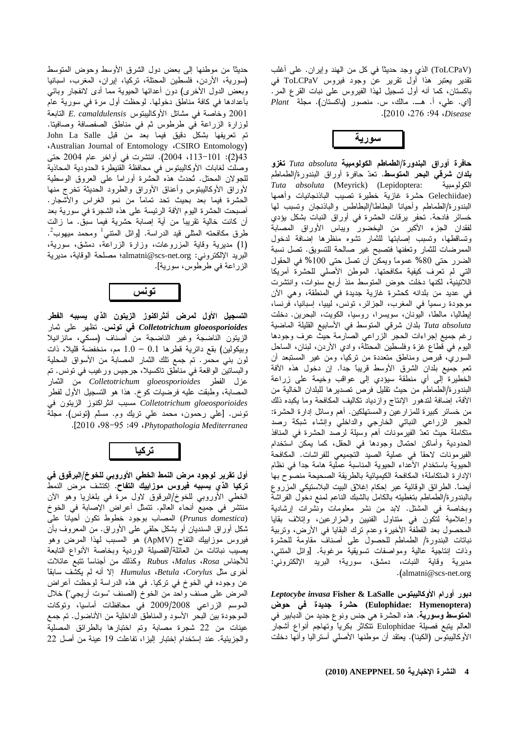(ToLCPaV) الذي وجد حديثاً في كل من الهند وإيران. على أغلب تقدير يعتبر هذا أول تقرير عن وجود فيروس ToLCPaV في باكستان، كما أنه أول تسجيل لهذا الفيروس على نبات القرع المر. [إي. علي، أ. هـ. مالك، س. منصور (باكستان). مجلة *Plant Disease*، 94: 276، 2010].

## سورية

**حافرة أوراق البندورة/الطماطم الكولومبية *Tuta absoluta* تغزو بلدان شرقي البحر المتوسط.** تعدّ حافرة أوراق البندورة/الطماطم الكولومبية *Tuta absoluta* (Meyrick) (Lepidoptera: Gelechiidae) حشرة غازية خطيرة تصيب الباذنجانيات وأهمها البندورة/الطماطم وأحياناً البطاطا/البطاطس والباذنجان وتسبب لها خسائر فادحة. تحفر يرقات الحشرة في أوراق النبات بشكل يؤدي لفقدان الجزء الأكبر من اليخضور ويباس الأوراق المصابة وتساقطها، وتسبب إصابتها للثمار تشوه منظرها إضافة لدخول الممرضات للثمار وتعفنها فتصبح غير صالحة للتسويق. تصل نسبة الضرر حتى 80% عموماً ويمكن أن تصل حتى 100% في الحقول التي لم تعرف كيفية مكافحتها. الموطن الأصلي للحشرة أمريكا اللاتينية، لكنها دخلت حوض المتوسط منذ أربع سنوات، وانتشرت في عديد من بلدانه كحشرة غازية جديدة في المنطقة، وهي الآن موجودة رسمياً في المغرب، الجزائر، تونس، ليبيا، إسبانيا، فرنسا، إيطاليا، مالطا، اليونان، سويسرا، روسيا، الكويت، البحرين. دخلت *Tuta absoluta* بلدان شرقي المتوسط في الأسابيع القليلة الماضية رغم جميع إجراءات الحجر الزراعي الصارمة حيث عرف وجودها اليوم في قطاع غزة وفلسطين المحتلة، وادي الأردن، لبنان، الساحل السوري، قبرص ومناطق متعددة من تركيا، ومن غير المستبعد أن تعم جميع بلدان الشرق الأوسط قريباً جداً. إن دخول هذه الآفة الخطيرة إلى أي منطقة سيؤدي إلى عواقب وخيمة على زراعة البندورة/الطماطم من حيث تقليل فرص تصديرها للبلدان الخالية من الآفة، إضافة لتدهور الإنتاج وازدياد تكاليف المكافحة وما يكبده ذلك من خسائر كبيرة للمزارعين والمستهلكين. أهم وسائل إدارة الحشرة: الحجر الزراعي النباتي الخارجي والداخلي وإنشاء شبكة رصد متكاملة حيث تعدّ الفيرمونات أهم وسيلة لرصد الحشرة في المنافذ الحدودية وأماكن احتمال وجودها في الحقل، كما يمكن استخدام الفيرمونات لاحقاً في عملية الصيد التجميعي للفراشات. المكافحة الحيوية باستخدام الأعداء الحيوية المناسبة عملية هامة جداً في نظام الإدارة المتكاملة؛ المكافحة الكيميائية بالطريقة الصحيحة منصوح بها أيضاً. الطرائق الوقائية عبر إحكام إغلاق البيت البلاستيكي المزروع بالبندورة/الطماطم بتغطيته بالكامل بالشبك الناعم لمنع دخول الفراشة وبخاصة في المشتل. لابد من نشر معلومات ونشرات إرشادية وإعلامية لتكون في متناول الفنيين والمزارعين، وإتلاف بقايا المحصول بعد القطفة الأخيرة وعدم ترك البقايا في الأرض، وتربية نباتات البندورة/ الطماطم للحصول على أصناف مقاومة للحشرة وذات إنتاجية عالية ومواصفات تسويقية مرغوبة. [وائل المتني، مديرية وقاية النبات، دمشق، سورية؛ البريد الإلكتروني: almatni@scs-net.org].

**دبور أورام الأوكاليبتوس *Leptocybe invasa* Fisher & LaSalle (Eulophidae: Hymenoptera) حشرة جديدة في حوض المتوسط وسورية.** هذه الحشرة هي جنس ونوع جديد من الدبابير في العالم يتبع فصيلة Eulophidae تتكاثر بكرياً وتهاجم أنواع أشجار الأوكاليبتوس (الكينا). يعتقد أن موطنها الأصلي أستراليا وأنها دخلت حديثاً من موطنها إلى بعض دول الشرق الأوسط وحوض المتوسط (سورية، الأردن، فلسطين المحتلة، تركيا، إيران، المغرب، اسبانيا وبعض الدول الأخرى) دون أعدائها الحيوية مما أدى لانفجار وبائي بأعدادها في كافة مناطق دخولها. لوحظت أول مرة في سورية عام 2001 وخاصة في مشاتل الأوكاليبتوس *E. camaldulensis* التابعة لوزارة الزراعة في طرطوس ثم في مناطق الصفصافة وصافيتا. تم تعريفها بشكل دقيق فيما بعد من قبل John La Salle (CSIRO Entomology، Australian Journal of Entomology، 43(2): 101-113، 2004). انتشرت في أواخر عام 2004 حتى وصلت لغابات الأوكاليبتوس في محافظة القنيطرة الحدودية المحاذية للجولان المحتل. تُحدث هذه الحشرة أوراماً على العروق الوسطية لأوراق الأوكاليبتوس وأعناق الأوراق والطرود الحديثة تخرج منها الحشرة فيما بعد بحيث تحد تماماً من نمو الغراس والأشجار. أصبحت الحشرة اليوم الآفة الرئيسة على هذه الشجرة في سورية بعد أن كانت خالية تقريباً من أية إصابة حشرية فيما سبق. ما زالت طرق مكافحته المثلى قيد الدراسة. [وائل المتني[1] ومحمد ميهوب[2]. (1) مديرية وقاية المزروعات، وزارة الزراعة، دمشق، سورية، البريد الإلكتروني: almatni@scs-net.org؛ مصلحة الوقاية، مديرية الزراعة في طرطوس، سورية].

## تونس

**التسجيل الأول لمرض أنثراكنوز الزيتون الذي يسببه الفطر *Colletotrichum gloeosporioides* في تونس.** تظهر على ثمار الزيتون الناضجة وغير الناضجة من أصناف (مسكي، مانزانيلا وبيكولين) بقع دائرية قطرها 0.1 – 1.0 مم، منخفضة قليلاً، ذات لون بني محمر. تم جمع تلك الثمار المصابة من الأسواق المحلية والبساتين الواقعة في مناطق تاكسيلا، جرجيس ورغيب في تونس. تم عزل الفطر *Colletotrichum gloeosporioides* من الثمار المصابة، وطبقت عليه فرضيات كوخ. هذا هو التسجيل الأول لفطر *Colletotrichum gloeosporioides* مسبب انثراكنوز الزيتون في تونس. [علي رحمون، محمد علي تريك وم. مسلم (تونس). مجلة *Phytopathologia Mediterranea*، 49: 95-98، 2010].

## تركيا

**أول تقرير لوجود مرض النمط الخطي الأوروبي للخوخ/البرقوق في تركيا الذي يسببه فيروس موزاييك التفاح.** إكتشف مرض النمط الخطي الأوروبي للخوخ/البرقوق لاول مرة في بلغاريا وهو الآن منتشر في جميع أنحاء العالم. تتمثل أعراض الإصابة في الخوخ (*Prunus domestica*) المصاب بوجود خطوط تكون أحياناً على شكل أوراق السنديان أو بشكل حلقي على الأوراق. من المعروف بأن فيروس موزاييك التفاح (ApMV) هو المسبب لهذا المرض وهو يصيب نباتات من العائلة/الفصيلة الوردية وبخاصة الأنواع التابعة للأجناس *Rosa*، *Malus*، *Rubus* وكذلك من أجناس تتبع عائلات أخرى مثل *Corylus*، *Betula*، *Humulus* إلا أنه لم يكشف سابقاً عن وجوده في الخوخ في تركيا. في هذه الدراسة لوحظت أعراض المرض على صنف واحد من الخوخ (الصنف "سوت أريجي") خلال الموسم الزراعي 2009/2008 في محافظات أماسيا، وتوكات الموجودة بين البحر الأسود والمناطق الداخلية من الأناضول. تم جمع عينات من 22 شجرة مصابة وتم اختبارها بالطرائق المصلية والجزيئية. عند إستخدام إختبار إليزا، تفاعلت 19 عينة من أصل 22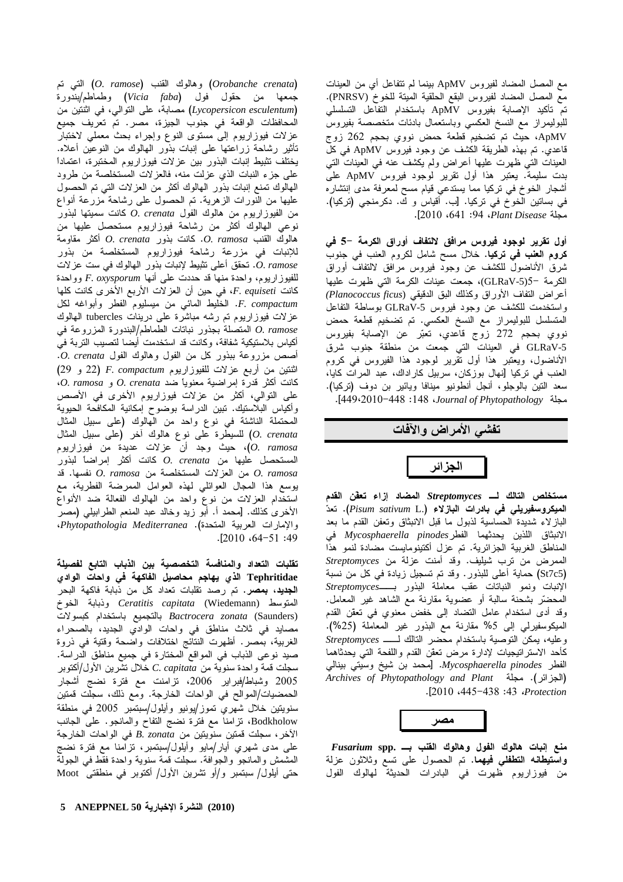مع المصل المضاد لفيروس ApMV بينما لم تتفاعل أي من العينات مع المصل المضاد لفيروس البقع الحلقية الميتة للخوخ (PNRSV). تم تأكيد الإصابة بفيروس ApMV باستخدام التفاعل التسلسلي للبوليمراز مع النسخ العكسي وباستعمال بادئات متخصصة بفيروس ApMV، حيث تم تضخيم قطعة حمض نووي بحجم 262 زوج قاعدي. تم بهذه الطريقة الكشف عن وجود فيروس ApMV في كل العينات التي ظهرت عليها أعراض ولم يكشف عنه في العينات التي بدت سليمة. يعتبر هذا أول تقرير لوجود فيروس ApMV على أشجار الخوخ في تركيا مما يستدعي قيام مسح لمعرفة مدى إنتشاره في بساتين الخوخ في تركيا. [ب. أقياس و ك. دكرمنجي (تركيا). مجلة *Plant Disease*، 94: 641، 2010].

**أول تقرير لوجود فيروس مرافق لالتفاف أوراق الكرمة -5 في كروم العنب في تركيا.** خلال مسح شامل لكروم العنب في جنوب شرق الأناضول للكشف عن وجود فيروس مرافق لالتفاف أوراق الكرمة -5 (GLRaV-5)، جمعت عينات الكرمة التي ظهرت عليها أعراض التفاف الأوراق وكذلك البق الدقيقي (*Planococcus ficus*) واستخدمت للكشف عن وجود فيروس GLRaV-5 بوساطة التفاعل المتسلسل للبوليمراز مع النسخ العكسي. تم تضخيم قطعة حمض نووي بحجم 272 زوج قاعدي، تعبّر عن الإصابة بفيروس GLRaV-5 في العينات التي جمعت من منطقة جنوب شرق الأناضول، ويعتبر هذا أول تقرير لوجود هذا الفيروس في كروم العنب في تركيا [نهال بوزكان، سربيل كاراداك، عبد المرات كايا، سعد التين بالوجلو، أنجل أنطونيو ميانفا ويائير بن دوف (تركيا). مجلة *Journal of Phytopathology*، 148: 448-2010،449].

## تفشي الأمراض والآفات

### الجزائر

**مستخلص التالك لـ *Streptomyces* المضاد إزاء تعفن القدم الميكروسفيريلي في بادرات البازلاء (*Pisum sativum* L.).** تعدّ البازلاء شديدة الحساسية لذبول ما قبل الانبثاق وتعفن القدم ما بعد الانبثاق اللذين يحدثهما الفطر *Mycosphaerella pinodes* في المناطق الغربية الجزائرية. تم عزل أكتينومايست مضادة لنمو هذا الممرض من تربة شيليف. وقد أمنت عزلة من *Streptomyces* (St7c5) حماية أعلى للبذور. وقد تم تسجيل زيادة في كل من نسبة الإنبات ونمو النباتات عقب معاملة البذور بـ *Streptomyces* المحضّر بشحنة سالبة أو عضوية مقارنة مع الشاهد غير المعامل. وقد أدى استخدام عامل التضاد إلى خفض معنوي في تعفن القدم الميكوسفيرلي إلى 5% مقارنة مع البذور غير المعاملة (25%). وعليه، يمكن التوصية باستخدام محضر التالك لـ *Streptomyces* كأحد الاستراتيجيات لإدارة مرض تعفن القدم واللفحة التي يحدثاهما الفطر *Mycosphaerella pinodes*. [محمد بن شيخ وسيتي بينالي (الجزائر). مجلة *Archives of Phytopathology and Plant Protection*، 43: 438-445، 2010].

### مصر

**منع إنبات هالوك الفول وهالوك القنب بـ *Fusarium* spp. واستيطانه التطفلي فيهما.** تم الحصول على تسع وثلاثون عزلة من فيوزاريوم ظهرت في البادرات الحديثة لهالوك الفول (*Orobanche crenata*) وهالوك القنب (*O. ramose*) التي تم جمعها من حقول فول (*Vicia faba*) وطماطم/بندورة (*Lycopersicon esculentum*) مصابة، على التوالي، في اثنتين من المحافظات الواقعة في جنوب الجيزة، مصر. تم تعريف جميع عزلات فيوزاريوم إلى مستوى النوع وإجراء بحث معملي لاختبار تأثير رشاحة زراعتها على إنبات بذور الهالوك من النوعين أعلاه. يختلف تثبيط إنبات البذور بين عزلات فيوزاريوم المختبرة، اعتماداً على جزء النبات الذي عزلت منه، فالعزلات المستخلصة من طرود الهالوك تمنع إنبات بذور الهالوك أكثر من العزلات التي تم الحصول عليها من النورات الزهرية. تم الحصول على رشاحة مزرعة أنواع من الفيوزاريوم من هالوك الفول *O. crenata* كانت سميتها لبذور نوعي الهالوك أكثر من رشاحة فيوزاريوم مستحصل عليها من هالوك القنب *O. ramosa*. كانت بذور *O. crenata* أكثر مقاومة للإنبات في مزرعة رشاحة فيوزاريوم المستخلصة من بذور *O. ramose*. تحقق أعلى تثبيط لإنبات بذور الهالوك في ست عزلات للفيوزاريوم، واحدة منها قد حددت على أنها *F. oxysporum* وواحدة كانت *F. equiseti*، في حين أن العزلات الأربع الأخرى كانت كلها *F. compactum*. الخليط المائي من ميسليوم الفطر وأبواغه لكل عزلات فيوزاريوم تم رشه مباشرة على درينات tubercles الهالوك *O. ramose* المتصلة بجذور نباتات الطماطم/البندورة المزروعة في أكياس بلاستيكية شفافة، وكانت قد استخدمت أيضا لتصيب التربة في أصص مزروعة ببذور كل من الفول وهالوك الفول *O. crenata*. اثنتين من أربع عزلات للفيوزاريوم *F. compactum* (22 و 29) كانت أكثر قدرة إمراضية معنوياً ضد *O. crenata* و *O. ramosa*، على التوالي، أكثر من عزلات فيوزاريوم الأخرى في الأصص وأكياس البلاستيك. تبين الدراسة بوضوح إمكانية المكافحة الحيوية المحتملة الناشئة في نوع واحد من الهالوك (على سبيل المثال *O. crenata*) للسيطرة على نوع هالوك آخر (على سبيل المثال *O. ramosa*)، حيث وجد أن عزلات عديدة من فيوزاريوم المستحصل عليها من *O. crenata* كانت أكثر إمراضاً لبذور *O. ramosa* من العزلات المستخلصة من *O. ramosa* نفسها. قد يوسع هذا المجال العوائلي لهذه العوامل الممرضة الفطرية، مع استخدام العزلات من نوع واحد من الهالوك الفعالة ضد الأنواع الأخرى كذلك. [محمد أ. أبو زيد وخالد عبد المنعم الطرابيلي (مصر والإمارات العربية المتحدة). *Phytopathologia Mediterranea*، 49: 51-64، 2010].

**تقلبات التعداد والمنافسة التخصصية بين الذباب التابع لفصيلة Tephritidae الذي يهاجم محاصيل الفاكهة في واحات الوادي الجديد، بمصر.** تم رصد تقلبات تعداد كل من ذبابة فاكهة البحر المتوسط *Ceratitis capitata* (Wiedemann) وذبابة الخوخ *Bactrocera zonata* (Saunders) بالتجميع باستخدام كبسولات مصايد في ثلاث مناطق في واحات الوادي الجديد، بالصحراء الغربية، بمصر. أظهرت النتائج اختلافات واضحة وقتية في ذروة صيد نوعي الذباب في المواقع المختارة في جميع مناطق الدراسة. سجلت قمة واحدة سنوية من *C. capitata* خلال تشرين الأول/أكتوبر 2005 وشباط/فبراير 2006، تزامنت مع فترة نضج أشجار الحمضيات/الموالح في الواحات الخارجة. ومع ذلك، سجلت قمتين سنويتين خلال شهري تموز/يونيو وأيلول/سبتمبر 2005 في منطقة Bodkholow، تزامنا مع فترة نضج التفاح والمانجو. على الجانب الآخر، سجلت قمتين سنويتين من *B. zonata* في الواحات الخارجة على مدى شهري أيار/مايو وأيلول/سبتمبر، تزامنا مع فترة نضج المشمش والمانجو والجوافة. سجلت قمة سنوية واحدة فقط في الجولة حتى أيلول/ سبتمبر و/أو تشرين الأول/ أكتوبر في منطقتي Moot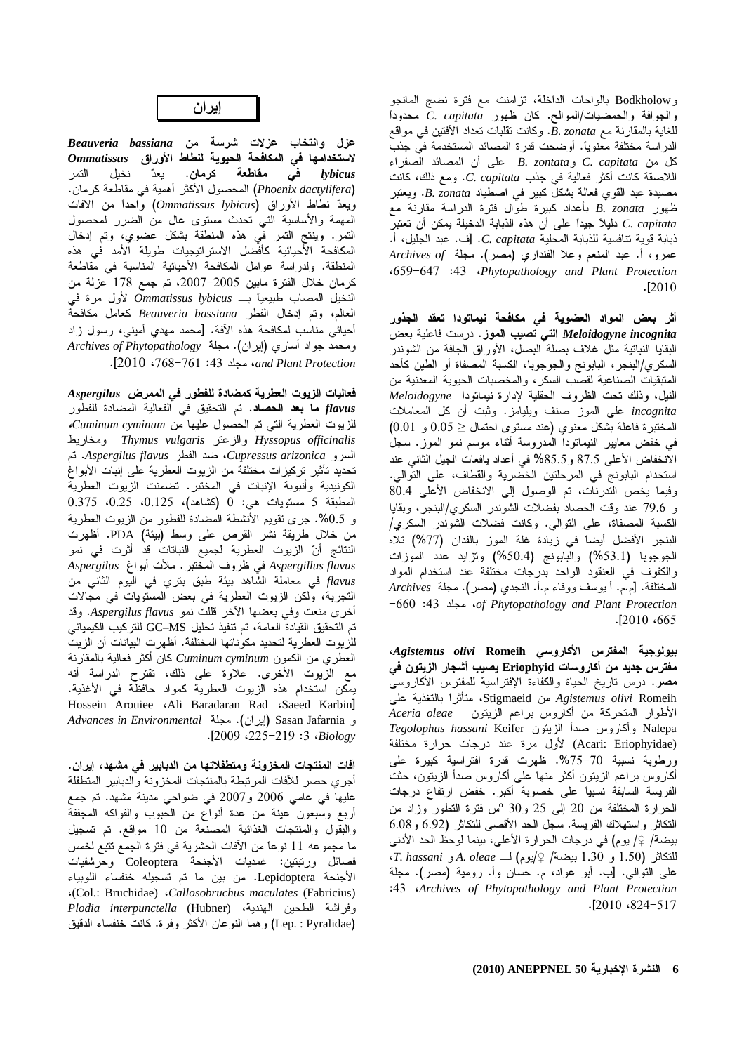وBodkholow بالواحات الداخلة، تزامنت مع فترة نضج المانجو والجوافة والحمضيات/الموالح. كان ظهور *C. capitata* محدوداً للغاية بالمقارنة مع *B. zonata*. وكانت تقلبات تعداد الآفتين في مواقع الدراسة مختلفة معنويا. أوضحت قدرة المصائد المستخدمة في جذب كل من *C. capitata* و*B. zontata* على أن المصائد الصفراء اللاصقة كانت أكثر فعالية في جذب *C. capitata*. ومع ذلك، كانت مصيدة عبد القوي فعالة بشكل كبير في اصطياد *B. zonata*. ويعتبر ظهور *B. zonata* بأعداد كبيرة طوال فترة الدراسة مقارنة مع *C. capitata* دليلا جيداً على أن هذه الذبابة الدخيلة يمكن أن تعتبر ذبابة قوية تنافسية للذبابة المحلية *C. capitata*. [ف. عبد الجليل، أ. عمرو، أ. عبد المنعم وعلا الفنداري (مصر). مجلة *Archives of Phytopathology and Plant Protection*، 43: 647-659، 2010].

**أثر بعض المواد العضوية في مكافحة نيماتودا تعقد الجذور *Meloidogyne incognita* التي تصيب الموز.** درست فاعلية بعض البقايا النباتية مثل غلاف بصلة البصل، الأوراق الجافة من الشوندر السكري/البنجر، البابونج والجوجوبا، الكسبة المصفاة أو الطين كأحد المتبقيات الصناعية لقصب السكر، والمخصبات الحيوية المعدنية من النيل، وذلك تحت الظروف الحقلية لإدارة نيماتودا *Meloidogyne incognita* على الموز صنف ويليامز. وثبت أن كل المعاملات المختبرة فاعلة بشكل معنوي (عند مستوى احتمال ≤ 0.05 و 0.01) في خفض معايير النيماتودا المدروسة أثناء موسم نمو الموز. سجل الانخفاض الأعلى 87.5 و85.5% في أعداد يافعات الجيل الثاني عند استخدام البابونج في المرحلتين الخضرية والقطاف، على التوالي. وفيما يخص الدرنات، تم الوصول إلى الانخفاض الأعلى 80.4 و 79.6 عند وقت الحصاد بفضلات الشوندر السكري/البنجر، وبقايا الكسبة المصفاة، على التوالي. وكانت فضلات الشوندر السكري/البنجر الأفضل أيضاً في زيادة غلة الموز بالفدان (77%) تلاه الجوجوبا (53.1%) والبابونج (50.4%) وتزايد عدد الموزات والكفوف في العنقود الواحد بدرجات مختلفة عند استخدام المواد المختلفة. [م.م. أ يوسف ووفاء م.أ. النجدي (مصر). مجلة *Archives of Phytopathology and Plant Protection*، مجلد 43: 660-665، 2010].

**بيولوجية المفترس الأكاروسي *Agistemus olivi* Romeih، مفترس جديد من أكاروسات Eriophyid يصيب أشجار الزيتون في مصر.** درس تاريخ الحياة والكفاءة الإفتراسية للمفترس الأكاروسي *Agistemus olivi* Romeih من Stigmaeid، متأثراً بالتغذية على الأطوار المتحركة من أكاروس براعم الزيتون *Aceria oleae* Nalepa وأكاروس صدأ الزيتون *Tegolophus hassani* Keifer (Acari: Eriophyidae) لأول مرة عند درجات حرارة مختلفة ورطوبة نسبية 70-75%. ظهرت قدرة افتراسية كبيرة على أكاروس براعم الزيتون أكثر منها على أكاروس صدأ الزيتون، حثت الفريسة السابقة نسبياً على خصوبة أكبر. خفض ارتفاع درجات الحرارة المختلفة من 20 إلى 25 و30 °س فترة التطور وزاد من التكاثر واستهلاك الفريسة. سجل الحد الأقصى للتكاثر (6.92 و6.08 بيضة/ ♀/ يوم) في درجات الحرارة الأعلى، بينما لوحظ الحد الأدنى للتكاثر (1.50 و 1.30 بيضة/ ♀/يوم) لـ *A. oleae* و *T. hassani*، على التوالي. [ب. أبو عواد، م. حسان وأ. رومية (مصر). مجلة *Archives of Phytopathology and Plant Protection*، 43: 517-824، 2010].

## إيران

**عزل وانتخاب عزلات شرسة من *Beauveria bassiana* لاستخدامها في المكافحة الحيوية لنطاط الأوراق *Ommatissus lybicus* في مقاطعة كرمان.** يعدّ نخيل التمر (*Phoenix dactylifera*) المحصول الأكثر أهمية في مقاطعة كرمان. ويعدّ نطاط الأوراق (*Ommatissus lybicus*) واحداً من الآفات المهمة والأساسية التي تحدث مستوى عال من الضرر لمحصول التمر. وينتج التمر في هذه المنطقة بشكل عضوي، وتم إدخال المكافحة الأحيائية كأفضل الاستراتيجيات طويلة الأمد في هذه المنطقة. ولدراسة عوامل المكافحة الأحيائية المناسبة في مقاطعة كرمان خلال الفترة مابين 2005-2007، تم جمع 178 عزلة من النخيل المصاب طبيعياً بـــ *Ommatissus lybicus* لأول مرة في العالم، وتم إدخال الفطر *Beauveria bassiana* كعامل مكافحة أحيائي مناسب لمكافحة هذه الآفة. [محمد مهدي أميني، رسول زاد ومحمد جواد أساري (إيران). مجلة *Archives of Phytopathology and Plant Protection*، مجلد 43: 761-768، 2010].

**فعاليات الزيوت العطرية كمضادة للفطور في الممرض *Aspergilus flavus* ما بعد الحصاد.** تم التحقيق في الفعالية المضادة للفطور للزيوت العطرية التي تم الحصول عليها من *Cuminum cyminum*، *Hyssopus officinalis* والزعتر *Thymus vulgaris* ومخاريط السرو *Cupressus arizonica*، ضد الفطر *Aspergilus flavus*. تم تحديد تأثير تركيزات مختلفة من الزيوت العطرية على إنبات الأبواغ الكونيدية وأنبوبة الإنبات في المختبر. تضمنت الزيوت العطرية المطبقة 5 مستويات هي: 0 (كشاهد)، 0.125، 0.25، 0.375 و 0.5%. جرى تقويم الأنشطة المضادة للفطور للزيوت العطرية من خلال طريقة نشر القرص على وسط (بيئة) PDA. أظهرت النتائج أنّ الزيوت العطرية لجميع النباتات قد أثرت في نمو *Aspergillus flavus* في ظروف المختبر. ملأت أبواغ *Aspergilus flavus* في معاملة الشاهد بيئة طبق بتري في اليوم الثاني من التجربة، ولكن الزيوت العطرية في بعض المستويات في مجالات أخرى منعت وفي بعضها الآخر قللت نمو *Aspergilus flavus*. وقد تم التحقيق القيادة العامة، تم تنفيذ تحليل GC–MS للتركيب الكيميائي للزيوت العطرية لتحديد مكوناتها المختلفة. أظهرت البيانات أن الزيت العطري من الكمون *Cuminum cyminum* كان أكثر فعالية بالمقارنة مع الزيوت الأخرى. علاوة على ذلك، تقترح الدراسة أنه يمكن استخدام هذه الزيوت العطرية كمواد حافظة في الأغذية. [Hossein Arouiee، Ali Baradaran Rad، Saeed Karbin و Sasan Jafarnia (إيران). مجلة *Advances in Environmental Biology*، 3: 219-225، 2009].

**آفات المنتجات المخزونة ومتطفلاتها من الدبابير في مشهد، إيران.** أجري حصر للآفات المرتبطة بالمنتجات المخزونة والدبابير المتطفلة عليها في عامي 2006 و2007 في ضواحي مدينة مشهد. تم جمع أربع وسبعون عينة من عدة أنواع من الحبوب والفواكه المجففة والبقول والمنتجات الغذائية المصنعة من 10 مواقع. تم تسجيل ما مجموعه 11 نوعاً من الآفات الحشرية في فترة الجمع تتبع لخمس فصائل ورتبتين: غمديات الأجنحة Coleoptera وحرشفيات الأجنحة Lepidoptera. من بين ما تم تسجيله خنفساء اللوبياء *Callosobruchus maculates* (Fabricius)، (Col.: Bruchidae)، وفراشة الطحين الهندية، *Plodia interpunctella* (Hubner) (Lep. : Pyralidae) وهما النوعان الأكثر وفرة. كانت خنفساء الدقيق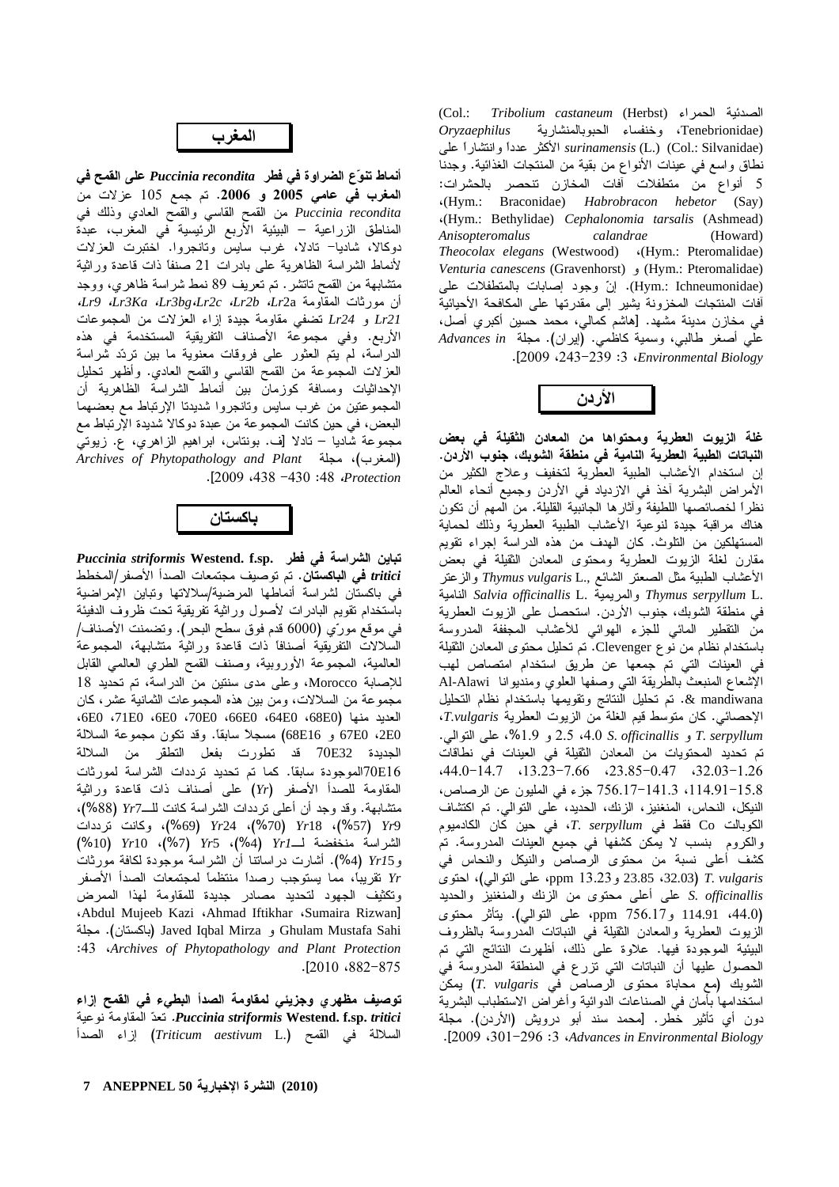الصدئية الحمراء *Tribolium castaneum* (Herbst) (Col.: Tenebrionidae)، وخنفساء الحبوبالمنشارية *Oryzaephilus surinamensis* (L.) (Col.: Silvanidae) الأكثر عددا وانتشاراً على نطاق واسع في عينات الأنواع من بقية من المنتجات الغذائية. وجدنا 5 أنواع من متطفلات آفات المخازن تنحصر بالحشرات: *Habrobracon hebetor* (Say) (Hym.: Braconidae)، *Cephalonomia tarsalis* (Ashmead) (Hym.: Bethylidae)، *Anisopteromalus calandrae* (Howard) (Hym.: Pteromalidae)، *Theocolax elegans* (Westwood) (Hym.: Pteromalidae) و *Venturia canescens* (Gravenhorst) (Hym.: Ichneumonidae). إنّ وجود إصابات بالمتطفلات على آفات المنتجات المخزونة يشير إلى مقدرتها على المكافحة الأحيائية في مخازن مدينة مشهد. [هاشم كمالي، محمد حسين أكبري أصل، علي أصغر طالبي، وسمية كاظمي. (إيران). مجلة *Advances in Environmental Biology*، 3: 239-243، 2009].

## الأردن

**غلة الزيوت العطرية ومحتواها من المعادن الثقيلة في بعض النباتات الطبية العطرية النامية في منطقة الشوبك، جنوب الأردن.** إن استخدام الأعشاب الطبية العطرية لتخفيف وعلاج الكثير من الأمراض البشرية آخذ في الازدياد في الأردن وجميع أنحاء العالم نظراً لخصائصها اللطيفة وآثارها الجانبية القليلة. من المهم أن تكون هناك مراقبة جيدة لنوعية الأعشاب الطبية العطرية وذلك لحماية المستهلكين من التلوث. كان الهدف من هذه الدراسة إجراء تقويم مقارن لغلة الزيوت العطرية ومحتوى المعادن الثقيلة في بعض الأعشاب الطبية مثل الصعتر الشائع *Thymus vulgaris* L.، والزعتر *Thymus serpyllum* L. والمريمية *Salvia officinallis* L. النامية في منطقة الشوبك، جنوب الأردن. استحصل على الزيوت العطرية من التقطير المائي للجزء الهوائي للأعشاب المجففة المدروسة باستخدام نظام من نوع Clevenger. تم تحليل محتوى المعادن الثقيلة في العينات التي تم جمعها عن طريق استخدام امتصاص لهب الإشعاع المنبعث بالطريقة التي وصفها العلوي ومنديوانا Al-Alawi & mandiwana. تم تحليل النتائج وتقويمها باستخدام نظام التحليل الإحصائي. كان متوسط قيم الغلة من الزيوت العطرية *T.vulgaris*، *S. officinallis* و *T. serpyllum* 4.0، 2.5 و 1.9%، على التوالي. تم تحديد المحتويات من المعادن الثقيلة في العينات في نطاقات 1.26-32.03، 0.47-23.85، 7.66-13.23، 14.7-44.0، 15.8-114.91، 141.3-756.17 جزء في المليون عن الرصاص، النيكل، النحاس، المنغنيز، الزنك، الحديد، على التوالي. تم اكتشاف الكوبالت Co فقط في *T. serpyllum*، في حين كان الكادميوم والكروم بنسب لا يمكن كشفها في جميع العينات المدروسة. تم كشف أعلى نسبة من محتوى الرصاص والنيكل والنحاس في *T. vulgaris* (32.03، 23.85 و13.23 ppm، على التوالي)، احتوى *S. officinallis* على أعلى محتوى من الزنك والمنغنيز والحديد (44.0، 114.91 و756.17 ppm، على التوالي). يتأثر محتوى الزيوت العطرية والمعادن الثقيلة في النباتات المدروسة بالظروف البيئية الموجودة فيها. علاوة على ذلك، أظهرت النتائج التي تم الحصول عليها أن النباتات التي تزرع في المنطقة المدروسة في الشوبك (مع محاباة محتوى الرصاص في *T. vulgaris*) يمكن استخدامها بأمان في الصناعات الدوائية وأغراض الاستطباب البشرية دون أي تأثير خطر. [محمد سند أبو درويش (الأردن). مجلة *Advances in Environmental Biology*، 3: 296-301، 2009].

## المغرب

**أنماط تنوّع الضراوة في فطر *Puccinia recondita* على القمح في المغرب في عامي 2005 و 2006.** تم جمع 105 عزلات من *Puccinia recondita* من القمح القاسي والقمح العادي وذلك في المناطق الزراعية – البيئية الأربع الرئيسية في المغرب، عبدة دوكالا، شاديا- تادلا، غرب سايس وتانجرو. اختبرت العزلات لأنماط الشراسة الظاهرية على بادرات 21 صنفاً ذات قاعدة وراثية متشابهة من القمح تاتشر. تم تعريف 89 نمط شراسة ظاهري، ووجد أن مورثات المقاومة *Lr2a*، *Lr2b*، *Lr2c*، *Lr3bg*، *Lr3Ka*، *Lr9*، *Lr21* و *Lr24* تضفي مقاومة جيدة إزاء العزلات من المجموعات الأربع. وفي مجموعة الأصناف التفريقية المستخدمة في هذه الدراسة، لم يتم العثور على فروقات معنوية ما بين تردّد شراسة العزلات المجموعة من القمح القاسي والقمح العادي. وأظهر تحليل الإحداثيات ومسافة كوزمان بين أنماط الشراسة الظاهرية أن المجموعتين من غرب سايس وتانجرو شديدتا الإرتباط مع بعضهما البعض، في حين كانت المجموعة من عبدة دوكالا شديدة الإرتباط مع مجموعة شاديا – تادلا [ف. بونتاس، ابراهيم الزاهري، ع. زيوتي (المغرب)، مجلة *Archives of Phytopathology and Plant Protection*، 48: 430- 438، 2009].

## باكستان

**تباين الشراسة في فطر *Puccinia striformis* Westend. f.sp. *tritici* في الباكستان.** تم توصيف مجتمعات الصدأ الأصفر/المخطط في باكستان لشراسة أنماطها المرضية/سلالاتها وتباين الإمراضية باستخدام تقويم البادرات لأصول وراثية تفريقية تحت ظروف الدفيئة في موقع مورّي (6000 قدم فوق سطح البحر). وتضمنت الأصناف/السلالات التفريقية أصنافاً ذات قاعدة وراثية متشابهة، المجموعة العالمية، المجموعة الأوروبية، وصنف القمح الطري العالمي القابل للإصابة Morocco، وعلى مدى سنتين من الدراسة، تم تحديد 18 مجموعة من السلالات، ومن بين هذه المجموعات الثمانية عشر، كان العديد منها (68E0، 64E0، 66E0، 70E0، 6E0، 71E0، 6E0، 2E0، 67E0 و 68E16) مسجلا سابقاً. وقد تكون مجموعة السلالة الجديدة 70E32 قد تطورت بفعل التطفر من السلالة 70E16الموجودة سابقاً. كما تم تحديد ترددات الشراسة لمورثات المقاومة للصدأ الأصفر (*Yr*) على أصناف ذات قاعدة وراثية متشابهة. وقد وجد أن أعلى ترددات الشراسة كانت للـ*Yr7* (88%)، *Yr9* (57%)، *Yr18* (70%)، *Yr24* (69%)، وكانت ترددات الشراسة منخفضة لـ*Yr1* (4%)، *Yr5* (7%)، *Yr10* (10%) و*Yr15* (4%). أشارت دراساتنا أن الشراسة موجودة لكافة مورثات *Yr* تقريباً، مما يستوجب رصداً منتظماً لمجتمعات الصدأ الأصفر وتكثيف الجهود لتحديد مصادر جديدة للمقاومة لهذا الممرض [Abdul Mujeeb Kazi، Ahmad Iftikhar، Sumaira Rizwan، Ghulam Mustafa Sahi و Javed Iqbal Mirza (باكستان). مجلة *Archives of Phytopathology and Plant Protection*، 43: 875-882، 2010].

**توصيف مظهري وجزيئي لمقاومة الصدأ البطيء في القمح إزاء *Puccinia striformis* Westend. f.sp. *tritici*.** تعدّ المقاومة نوعية السلالة في القمح (*Triticum aestivum* L.) إزاء الصدأ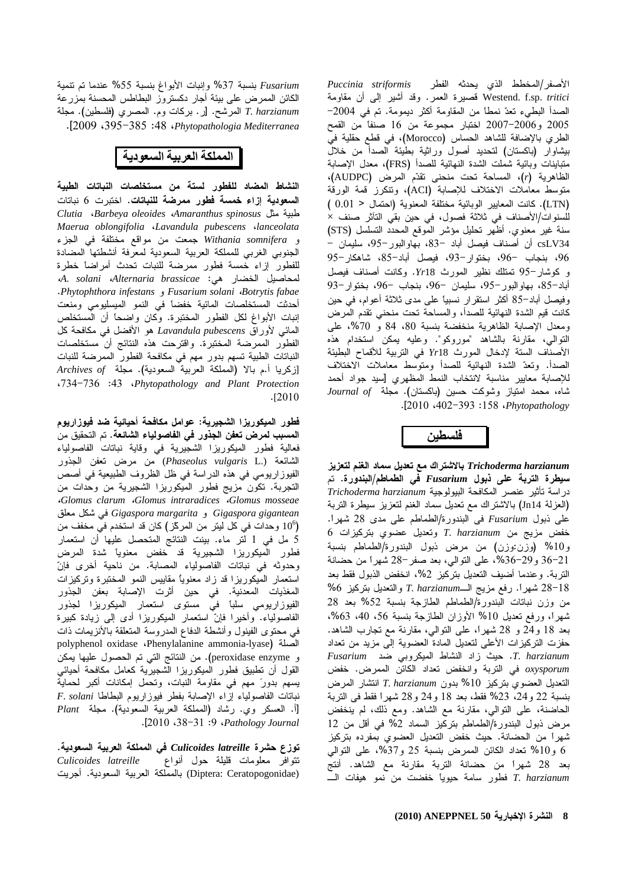الأصفر/المخطط الذي يحدثه الفطر *Puccinia striformis* Westend. f.sp. *tritici* قصيرة العمر. وقد أشير إلى أن مقاومة الصدأ البطيء تعدّ نمطاً من المقاومة أكثر ديمومة. تم في 2004-2005 و2006-2007 اختبار مجموعة من 16 صنفاً من القمح الطري بالإضافة للشاهد الحساس (Morocco)، في قطع حقلية في بيشاور (باكستان) لتحديد أصول وراثية بطيئة الصدأ من خلال متباينات وبائية شملت الشدة النهائية للصدأ (FRS)، معدل الإصابة الظاهرية (*r*)، المساحة تحت منحنى تقدّم المرض (AUDPC)، متوسط معاملات الاختلاف للإصابة (ACI)، وتتكرز قمة الورقة (LTN). كانت المعايير الوبائية مختلفة المعنوية (احتمال < 0.01) للسنوات/الأصناف في ثلاثة فصول، في حين بقي التآثر صنف × سنة غير معنوي. أظهر تحليل مؤشر الموقع المحدد التسلسل (STS) csLV34 أن أصناف فيصل أباد -83، بهاولبور-95، سليمان -96، بنجاب -96، بختوار-93، فيصل أباد-85، شاهكار-95 و كوشار-95 تمتلك نظير المورث *Yr*18. وكانت أصناف فيصل أباد-85، بهاولبور-95، سليمان -96، بنجاب -96، بختوار-93 وفيصل أباد-85 أكثر استقرار نسبياً على مدى ثلاثة أعوام، في حين كانت قيم الشدة النهائية للصدأ، والمساحة تحت منحنى تقدم المرض ومعدل الإصابة الظاهرية منخفضة بنسبة 80، 84 و 70%، على التوالي، مقارنة بالشاهد "موروكو". وعليه يمكن استخدام هذه الأصناف الستة لإدخال المورث *Yr*18 في التربية للأقماح البطيئة الصدأ. وتعدّ الشدة النهائية للصدأ ومتوسط معاملات الاختلاف للإصابة معايير مناسبة لانتخاب النمط المظهري [سيد جواد أحمد شاه، محمد امتياز وشوكت حسين (باكستان). مجلة *Journal of Phytopathology*، 158: 393-402، 2010].

## فلسطين

***Trichoderma harzianum* بالاشتراك مع تعديل سماد الغنم لتعزيز سيطرة التربة على ذبول *Fusarium* في الطماطم/البندورة.** تم دراسة تأثير عنصر المكافحة البيولوجية *Trichoderma harzianum* (العزلة Jn14) بالاشتراك مع تعديل سماد الغنم لتعزيز سيطرة التربة على ذبول *Fusarium* في البندورة/الطماطم على مدى 28 شهراً. خفض مزيج من *T. harzianum* وتعديل عضوي بتركيزات 6 و10% (وزن:وزن) من مرض ذبول البندورة/الطماطم بنسبة 21-36 و29-36%، على التوالي، بعد صفر-28 شهراً من حضانة التربة. وعندما أضيف التعديل بتركيز 2%، انخفض الذبول فقط بعد 18-28 شهراً. رفع مزيج الـ*T. harzianum* والتعديل بتركيز 6% من وزن نباتات البندورة/الطماطم الطازجة بنسبة 52% بعد 28 شهراً، ورفع تعديل 10% الأوزان الطازجة بنسبة 56، 40، 63%، بعد 18 و24 و 28 شهراً، على التوالي، مقارنة مع تجارب الشاهد. حفزت التركيزات الأعلى لتعديل المادة العضوية إلى مزيد من تعداد *T. harzianum*. حيث زاد النشاط الميكروبي ضد *Fusarium oxysporum* في التربة وانخفض تعداد الكائن الممرض. خفض التعديل العضوي بتركيز 10% بدون *T. harzianum* انتشار المرض بنسبة 22 و24، 23% فقط، بعد 18 و24 و28 شهراً فقط في التربة الحاضنة، على التوالي، مقارنة مع الشاهد. ومع ذلك، لم ينخفض مرض ذبول البندورة/الطماطم بتركيز السماد 2% في أقل من 12 شهراً من الحضانة. حيث خفض التعديل العضوي بمفرده بتركيز 6 و10% تعداد الكائن الممرض بنسبة 25 و37%، على التوالي بعد 28 شهراً من حضانة التربة مقارنة مع الشاهد. أنتج *T. harzianum* فطور سامة حيوياً خفضت من نمو هيفات الـ *Fusarium* بنسبة 37% وإنبات الأبواغ بنسبة 55% عندما تم تنمية الكائن الممرض على بيئة آجار دكستروز البطاطس المحسنة بمزرعة *T. harzianum* المرشح. [ر. بركات وم. المصري (فلسطين). مجلة *Phytopathologia Mediterranea*، 48: 385-395، 2009].

## المملكة العربية السعودية

**النشاط المضاد للفطور لستة من مستخلصات النباتات الطبية السعودية إزاء خمسة فطور ممرضة للنباتات.** اختبرت 6 نباتات طبية مثل *Amaranthus spinosus*، *Barbeya oleoides*، *Clutia lanceolata*، *Lavandula pubescens*، *Maerua oblongifolia* و *Withania somnifera* جمعت من مواقع مختلفة في الجزء الجنوبي الغربي للمملكة العربية السعودية لمعرفة أنشطتها المضادة للفطور إزاء خمسة فطور ممرضة للنبات تحدث أمراضاً خطرة لمحاصيل الخضار هي: *Alternaria brassicae*، *A. solani*، *Botrytis fabae*، *Fusarium solani* و *Phytophthora infestans*. أحدثت المستخلصات المائية خفضاً في النمو الميسليومي ومنعت إنبات الأبواغ لكل الفطور المختبرة. وكان واضحاً أن المستخلص المائي لأوراق *Lavandula pubescens* هو الأفضل في مكافحة كل الفطور الممرضة المختبرة. واقترحت هذه النتائج أن مستخلصات النباتات الطبية تسهم بدور مهم في مكافحة الفطور الممرضة للنبات [زكريا أ.م بالا (المملكة العربية السعودية). مجلة *Archives of Phytopathology and Plant Protection*، 43: 734-736، 2010].

**فطور الميكوريزا الشجيرية: عوامل مكافحة أحيائية ضد فيوزاريوم المسبب لمرض تعفن الجذور في الفاصولياء الشائعة.** تم التحقيق من فعالية فطور الميكوريزا الشجيرية في وقاية نباتات الفاصولياء الشائعة (*Phaseolus vulgaris* L.) من مرض تعفن الجذور الفيوزاريومي في هذه الدراسة في ظل الظروف الطبيعية في أصص التجربة. تكون مزيج فطور الميكوريزا الشجيرية من وحدات من *Glomus mosseae*، *Glomus intraradices*، *Glomus clarum*، *Gigaspora gigantean* و *Gigaspora margarita* في شكل معلق ($10^6$ وحدات في كل ليتر من المركز) كان قد استخدم في مخفف من 5 مل في 1 لتر ماء. بينت النتائج المتحصل عليها أن استعمار فطور الميكوريزا الشجيرية قد خفض معنوياً شدة المرض وحدوثه في نباتات الفاصولياء المصابة. من ناحية أخرى فإنّ استعمار الميكوريزا قد زاد معنوياً مقاييس النمو المختبرة وتركيزات المغذيات المعدنية. في حين أثرت الإصابة بعفن الجذور الفيوزاريومي سلباً في مستوى استعمار الميكوريزا لجذور الفاصولياء. وأخيراً فإنّ استعمار الميكوريزا أدى إلى زيادة كبيرة في محتوى الفينول وأنشطة الدفاع المدروسة المتعلقة بالأنزيمات ذات الصلة (polyphenol oxidase، Phenylalanine ammonia-lyase و peroxidase enzyme). من النتائج التي تم الحصول عليها يمكن القول أن تطبيق فطور الميكوريزا الشجيرية كعامل مكافحة أحيائي يسهم بدورٍ مهم في مقاومة النبات، وتحمل إمكانات أكبر لحماية نباتات الفاصولياء إزاء الإصابة بفطر فيوزاريوم البطاطا *F. solani* [أ. العسكر وي. رشاد (المملكة العربية السعودية). مجلة *Plant Pathology Journal*، 9: 31-38، 2010].

**توزع حشرة *Culicoides latreille* في المملكة العربية السعودية.** تتوافر معلومات قليلة حول أنواع *Culicoides latreille* (Diptera: Ceratopogonidae) بالمملكة العربية السعودية. أجريت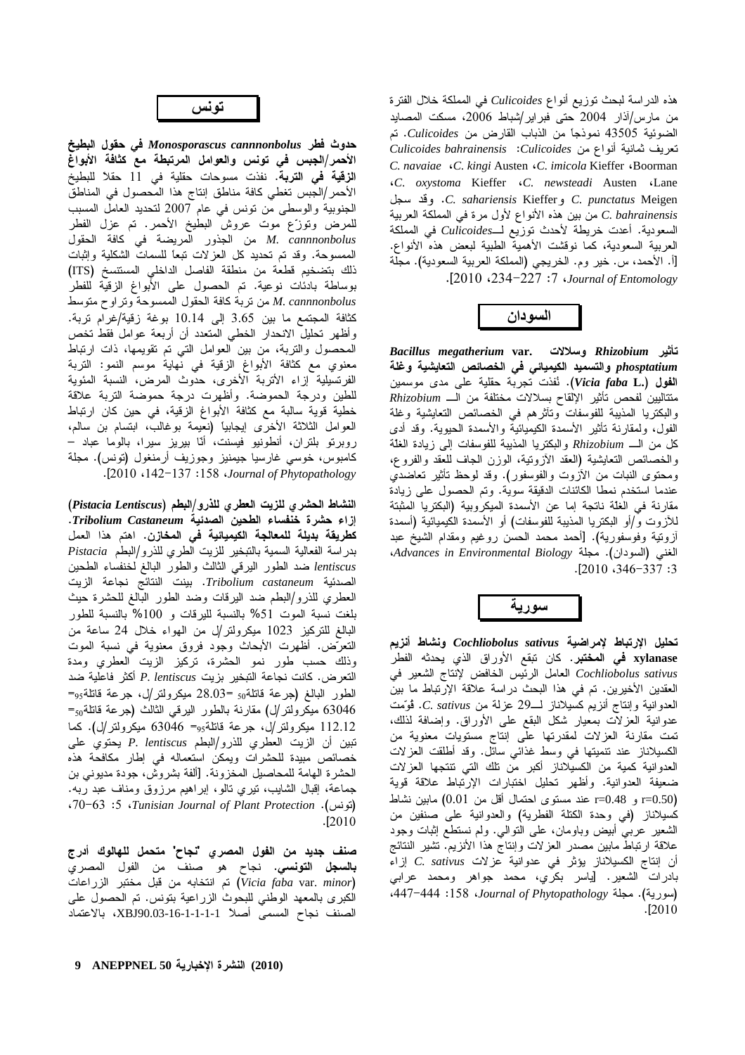هذه الدراسة لبحث توزيع أنواع *Culicoides* في المملكة خلال الفترة من مارس/آذار 2004 حتى فبراير/شباط 2006، مسكت المصايد الضوئية 43505 نموذجاً من الذباب القارض من *Culicoides*. تم تعريف ثمانية أنواع من *Culicoides*: *Culicoides bahrainensis* Boorman، *C. imicola* Kieffer، *C. kingi* Austen، *C. navaiae* Lane، *C. newsteadi* Austen، *C. oxystoma* Kieffer، *C. punctatus* Meigen و *C. sahariensis* Kieffer. وقد سجل *C. bahrainensis* من بين هذه الأنواع لأول مرة في المملكة العربية السعودية. أعدت خريطة لأحدث توزيع لــ*Culicoides* في المملكة العربية السعودية، كما نوقشت الأهمية الطبية لبعض هذه الأنواع. [أ. الأحمد، س. خير وم. الخريجي (المملكة العربية السعودية). مجلة *Journal of Entomology*، 7: 227–234، 2010].

## السودان

**تأثير *Rhizobium* وسلالات *Bacillus megatherium* var. *phosptatium* والتسميد الكيميائي في الخصائص التعايشية وغلة الفول (*Vicia faba* L.).** نُفذت تجربة حقلية على مدى موسمين متتاليين لفحص تأثير الإلقاح بسلالات مختلفة من الــ *Rhizobium* والبكتريا المذيبة للفوسفات وتأثرهم في الخصائص التعايشية وغلة الفول، ولمقارنة تأثير الأسمدة الكيميائية والأسمدة الحيوية. وقد أدى كل من الــ *Rhizobium* والبكتريا المذيبة للفوسفات إلى زيادة الغلة والخصائص التعايشية (العقد الآزوتية، الوزن الجاف للعقد والفروع، ومحتوى النبات من الآزوت والفوسفور). وقد لوحظ تأثير تعاضدي عندما استخدم نمطا الكائنات الدقيقة سوية. وتم الحصول على زيادة مقارنة في الغلة ناتجة إما عن الأسمدة الميكروبية (البكتريا المثبتة للآزوت و/أو البكتريا المذيبة للفوسفات) أو الأسمدة الكيميائية (أسمدة آزوتية وفوسفورية). [أحمد محمد الحسن روغيم ومقدام الشيخ عبد الغني (السودان). مجلة *Advances in Environmental Biology*، 3: 337–346، 2010].

## سورية

**تحليل الإرتباط لإمراضية *Cochliobolus sativus* ونشاط أنزيم xylanase في المختبر.** كان تبقع الأوراق الذي يحدثه الفطر *Cochliobolus sativus* العامل الرئيس الخافض لإنتاج الشعير في العقدين الأخيرين. تم في هذا البحث دراسة علاقة الإرتباط ما بين العدوانية وإنتاج أنزيم كسيلاناز لــ29 عزلة من *C. sativus*. قُوّمت عدوانية العزلات بمعيار شكل البقع على الأوراق. وإضافة لذلك، تمت مقارنة العزلات لمقدرتها على إنتاج مستويات معنوية من الكسيلاناز عند تنميتها في وسط غذائي سائل. وقد أطلقت العزلات العدوانية كمية من الكسيلاناز أكبر من تلك التي تنتجها العزلات ضعيفة العدوانية. وأظهر تحليل اختبارات الإرتباط علاقة قوية ($r$=0.50 و $r$=0.48 عند مستوى احتمال أقل من 0.01) مابين نشاط كسيلاناز (في وحدة الكتلة الفطرية) والعدوانية على صنفين من الشعير عربي أبيض وباومان، على التوالي. ولم نستطع إثبات وجود علاقة ارتباط مابين مصدر العزلات وإنتاج هذا الأنزيم. تشير النتائج أن إنتاج الكسيلاناز يؤثر في عدوانية عزلات *C. sativus* إزاء بادرات الشعير. [ياسر بكري، محمد جواهر ومحمد عرابي (سورية). مجلة *Journal of Phytopathology*، 158: 444–447، 2010].

## تونس

**حدوث فطر *Monosporascus cannnonbolus* في حقول البطيخ الأحمر/الجبس في تونس والعوامل المرتبطة مع كثافة الأبواغ الزقية في التربة.** نفذت مسوحات حقلية في 11 حقلاً للبطيخ الأحمر/الجبس تغطي كافة مناطق إنتاج هذا المحصول في المناطق الجنوبية والوسطى من تونس في عام 2007 لتحديد العامل المسبب للمرض وتوزّع موت عروش البطيخ الأحمر. تم عزل الفطر *M. cannnonbolus* من الجذور المريضة في كافة الحقول الممسوحة. وقد تم تحديد كل العزلات تبعاً للسمات الشكلية وإثبات ذلك بتضخيم قطعة من منطقة الفاصل الداخلي المستنسخ (ITS) بوساطة بادئات نوعية. تم الحصول على الأبواغ الزقية للفطر *M. cannnonbolus* من تربة كافة الحقول الممسوحة وتراوح متوسط كثافة المجتمع ما بين 3.65 إلى 10.14 بوغة زقية/غرام تربة. وأظهر تحليل الانحدار الخطي المتعدد أن أربعة عوامل فقط تخص المحصول والتربة، من بين العوامل التي تم تقويمها، ذات ارتباط معنوي مع كثافة الأبواغ الزقية في نهاية موسم النمو: التربة الفرتسيلية إزاء الأتربة الأخرى، حدوث المرض، النسبة المئوية للطين ودرجة الحموضة. وأظهرت درجة حموضة التربة علاقة خطية قوية سالبة مع كثافة الأبواغ الزقية، في حين كان ارتباط العوامل الثلاثة الأخرى إيجابياً (نعيمة بوغالب، ابتسام بن سالم، روبرتو بلتران، أنطونيو فيسنت، أنّا بيريز سيرا، بالوما عباد – كامبوس، خوسي غارسيا جيمنيز وجوزيف أرمنغول (تونس). مجلة *Journal of Phytopathology*، 158: 137–142، 2010].

**النشاط الحشري للزيت العطري للذرو/البطم (*Pistacia Lentiscus*) إزاء حشرة خنفساء الطحين الصدئية *Tribolium Castaneum*. كطريقة بديلة للمعالجة الكيميائية في المخازن.** اهتم هذا العمل بدراسة الفعالية السمية بالتبخير للزيت الطري للذرو/البطم *Pistacia lentiscus* ضد الطور اليرقي الثالث والطور البالغ لخنفساء الطحين الصدئية *Tribolium castaneum*. بينت النتائج نجاعة الزيت العطري للذرو/البطم ضد اليرقات وضد الطور البالغ للحشرة حيث بلغت نسبة الموت 51% بالنسبة لليرقات و 100% بالنسبة للطور البالغ للتركيز 1023 ميكرولتر/ل من الهواء خلال 24 ساعة من التعرّض. أظهرت الأبحاث وجود فروق معنوية في نسبة الموت وذلك حسب طور نمو الحشرة، تركيز الزيت العطري ومدة التعرض. كانت نجاعة التبخير بزيت *P. lentiscus* أكثر فاعلية ضد الطور البالغ (جرعة قاتلة$_{50}$ =28.03 ميكرولتر/ل، جرعة قاتلة$_{95}$= 63046 ميكرولتر/ل) مقارنة بالطور اليرقي الثالث (جرعة قاتلة$_{50}$= 112.12 ميكرولتر/ل، جرعة قاتلة$_{95}$= 63046 ميكرولتر/ل). كما تبين أن الزيت العطري للذرو/البطم *P. lentiscus* يحتوي على خصائص مبيدة للحشرات ويمكن استعماله في إطار مكافحة هذه الحشرة الهامة للمحاصيل المخزونة. [ألفة بشروش، جودة مديوني بن جماعة، إقبال الشايب، تيري تالو، إبراهيم مرزوق ومناف عبد ربه. (تونس). *Tunisian Journal of Plant Protection*، 5: 63–70، 2010].

**صنف جديد من الفول المصري "نجاح" متحمل للهالوك أدرج بالسجل التونسي.** نجاح هو صنف من الفول المصري (*Vicia faba* var. *minor*) تم انتخابه من قبل مختبر الزراعات الكبرى بالمعهد الوطني للبحوث الزراعية بتونس. تم الحصول على الصنف نجاح المسمى أصلاً XBJ90.03-16-1-1-1-1، بالاعتماد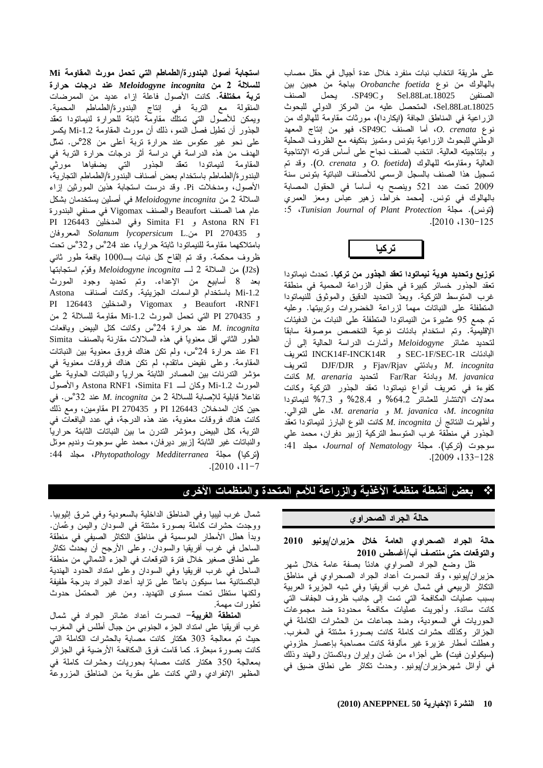على طريقة انتخاب نبات منفرد خلال عدة أجيال في حقل مصاب بالهالوك من نوع *Orobanche foetida* بباجة من هجين بين الصنفين Sel.88Lat.18025 وSP49C. يحمل الصنف Sel.88Lat.18025، المتحصل عليه من المركز الدولي للبحوث الزراعية في المناطق الجافة (إيكاردا)، مورثات مقاومة للهالوك من نوع *O. crenata*، أما الصنف SP49C، فهو من إنتاج المعهد الوطني للبحوث الزراعية بتونس ومتميز بتكيفه مع الظروف المحلية و بإنتاجيته العالية. انتخب الصنف نجاح على أساس قدرته الإنتاجية العالية ومقاومته للهالوك (*O. foetida* و *O. crenata*). وقد تم تسجيل هذا الصنف بالسجل الرسمي للأصناف النباتية بتونس سنة 2009 تحت عدد 521 وينصح به أساساً في الحقول المصابة بالهالوك في تونس. [محمد خراط، زهير عباس ومعز العمري (تونس). مجلة *Tunisian Journal of Plant Protection*، 5: 125-130، 2010].

## تركيا

**توزيع وتحديد هوية نيماتودا تعقد الجذور من تركيا.** تحدث نيماتودا تعقد الجذور خسائر كبيرة في حقول الزراعة المحمية في منطقة غرب المتوسط التركية. ويعدّ التحديد الدقيق والموثوق للنيماتودا المتطفلة على النباتات مهماً لزراعة الخضروات وتربيتها. وعليه تم جمع 95 عشيرة من النيماتودا المتطفلة على النبات من الدفيئات الإقليمية. وتم استخدام بادئات نوعية التخصص موصوفة سابقاً لتحديد عشائر *Meloidogyne* وأشارت الدراسة الحالية إلى أن البادئات SEC-1F/SEC-1R و INCK14F-INCK14R لتعريف *M. incognita* وبادئتي Fjav/Rjav و DJF/DJR لتعريف *M. javanica* وبادئة Far/Rar لتحديد *M. arenaria* كانت كفوءة في تعريف أنواع نيماتودا تعقد الجذور التركية وكانت معدلات الانتشار للعشائر 64.2% و 28.4% و 7.3% لنيماتودا *M. incognita*، *M. javanica* و *M. arenaria*، على التوالي. وأظهرت النتائج أن *M. incognita* كانت النوع البارز لنيماتودا تعقد الجذور في منطقة غرب المتوسط التركية [زبير دفران، محمد علي سوجوت (تركيا). مجلة *Journal of Nematology*، مجلد 41: 128-133، 2009].

**استجابة أصول البندورة/الطماطم التي تحمل مورث المقاومة Mi للسلالة 2 من *Meloidogyne incognita* عند درجات حرارة تربة مختلفة.** كانت الأصول فاعلة إزاء عديد من الممرضات المنقولة مع التربة في إنتاج البندورة/الطماطم المحمية. ويمكن للأصول التي تمتلك مقاومة ثابتة لنيماتودا تعقد الجذور أن تطيل فصل النمو، ذلك أن مورث المقاومة Mi-1.2 يكسر على نحو غير عكوس عند حرارة تربة أعلى من 28°س. تمثّل الهدف من هذه الدراسة في دراسة أثر درجات حرارة التربة في المقاومة لنيماتودا تعقد الجذور التي يضفياها مورثي البندورة/الطماطم باستخدام بعض أصناف البندورة/الطماطم التجارية، الأصول، ومدخلات Pi. وقد درست استجابة هذين المورثين إزاء السلالة 2 من *Meloidogyne incognita* في أصلين يستخدمان بشكل عام هما الصنف Beaufort والصنف Vigomax في صنفي البندورة Astona RN F1 و Simita F1 وفي المدخلين PI 126443 و PI 270435 من. *Solanum lycopersicum* L المعروفان بامتلاكهما مقاومة للنيماتودا ثابتة حرارياً، عند 24°س و32°س تحت ظروف محكمة. وقد تم إلقاح كل نبات بـــ1000 يافعة طور ثاني (J2s) من السلالة 2 لـــ *Meloidogyne incognita* وقوّم استجابتها بعد 8 أسابيع من الإعداء. وتم تحديد وجود المورث Mi-1.2 باستخدام الواسمات الجزيئية. وكانت أصناف Astona RNF1، Beaufort و Vigomax والمدخلين PI 126443 و PI 270435 التي تحمل المورث Mi-1.2 مقاومة للسلالة 2 من *M. incognita* عند حرارة 24°س وكانت كتل البيض ويافعات الطور الثاني أقل معنوياً في هذه السلالات مقارنة بالصنف Simita F1 عند حرارة 24°س، ولم تكن هناك فروق معنوية بين النباتات المقاومة. وعلى نقيض ماتقدم، لم تكن هناك فروقات معنوية في مؤشر التدرنات بين المصادر الثابتة حرارياً والنباتات الحاوية على المورث Mi-1.2 وكان لـــ Astona RNF1، Simita F1 والأصول تفاعلاً قابلية للإصابة للسلالة 2 من *M. incognita* عند 32°س. في حين كان المدخلان PI 126443 و PI 270435 مقاومين، ومع ذلك كانت هناك فروقات معنوية، عند هذه الدرجة، في عدد اليافعات في التربة، كتل البيض ومؤشر التدرن ما بين النباتات الثابتة حرارياً والنباتات غير الثابتة [زبير ديفران، محمد علي سوجوت ونديم موتل (تركيا) مجلة *Phytopathology Medditerranea*، مجلد 44: 7-11، 2010].

## ❖ بعض أنشطة منظمة الأغذية والزراعة للأمم المتحدة والمنظمات الأخرى

### حالة الجراد الصحراوي

**حالة الجراد الصحراوي العامة خلال حزيران/يونيو 2010 والتوقعات حتى منتصف آب/أغسطس 2010**

ظل وضع الجراد الصراوي هادئاً بصفة عامة خلال شهر حزيران/يونيو، وقد انحسرت أعداد الجراد الصحراوي في مناطق التكاثر الربيعي في شمال غرب أفريقيا وفي شبه الجزيرة العربية بسبب عمليات المكافحة التي تمت إلى جانب ظروف الجفاف التي كانت سائدة. وأجريت عمليات مكافحة محدودة ضد مجموعات الحوريات في السعودية، وضد جماعات من الحشرات الكاملة في الجزائر وكذلك حشرات كاملة كانت بصورة مشتتة في المغرب. وهطلت أمطار غزيرة غير مألوفة كانت مصاحبة بإعصار حلزوني (سيكولون فيت) على أجزاء من عُمان وإيران وباكستان والهند وذلك في أوائل شهرحزيران/يونيو. وحدث تكاثر على نطاق ضيق في شمال غرب ليبيا وفي المناطق الداخلية بالسعودية وفي شرق إثيوبيا. ووجدت حشرات كاملة بصورة مشتتة في السودان واليمن وعُمان. وبدأ هطل الأمطار الموسمية في مناطق التكاثر الصيفي في منطقة الساحل في غرب أفريقيا والسودان. وعلى الأرجح أن يحدث تكاثر على نطاق صغير خلال فترة التوقعات في الجزء الشمالي من منطقة الساحل في غرب افريقيا وفي السودان وعلى امتداد الحدود الهندية الباكستانية مما سيكون باعثاً على تزايد أعداد الجراد بدرجة طفيفة ولكنها ستظل تحت مستوى التهديد. ومن غير المحتمل حدوث تطورات مهمة.

**المنطقة الغربية**– انحسرت أعداد عشائر الجراد في شمال غرب أفريقيا على امتداد الجزء الجنوبي من جبال أطلس في المغرب حيث تم معالجة 303 هكتار كانت مصابة بالحشرات الكاملة التي كانت بصورة مبعثرة. كما قامت فرق المكافحة الأرضية في الجزائر بمعالجة 350 هكتار كانت مصابة بحوريات وحشرات كاملة في المظهر الإنفرادي والتي كانت على مقربة من المناطق المزروعة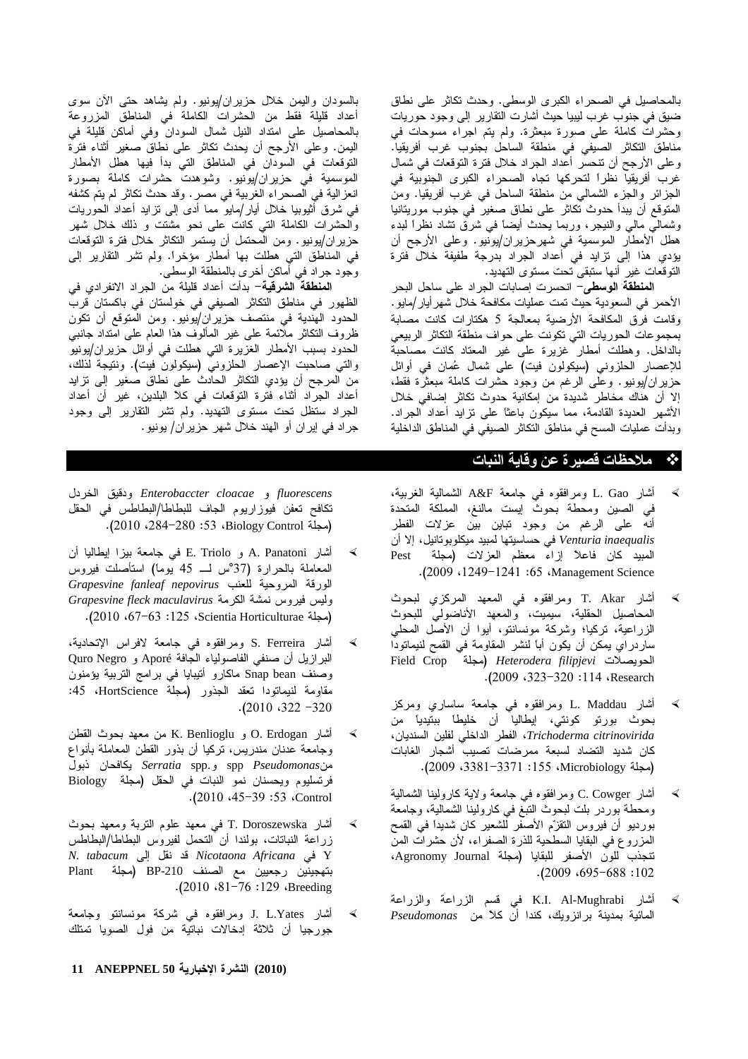بالمحاصيل في الصحراء الكبرى الوسطى. وحدث تكاثر على نطاق ضيق في جنوب غرب ليبيا حيث أشارت التقارير إلى وجود حوريات وحشرات كاملة على صورة مبعثرة. ولم يتم اجراء مسوحات في مناطق التكاثر الصيفي في منطقة الساحل بجنوب غرب أفريقيا. وعلى الأرجح أن تنحصر أعداد الجراد خلال فترة التوقعات في شمال غرب أفريقيا نظراً لتحركها تجاه الصحراء الكبرى الجنوبية في الجزائر والجزء الشمالي من منطقة الساحل في غرب أفريقيا. ومن المتوقع أن يبدأ حدوث تكاثر على نطاق صغير في جنوب موريتانيا وشمالي مالي والنيجر، وربما يحدث أيضاً في شرق تشاد نظراً لبدء هطل الأمطار الموسمية في شهرحزيران/يونيو. وعلى الأرجح أن يؤدي هذا إلى تزايد في أعداد الجراد بدرجة طفيفة خلال فترة التوقعات غير أنها ستبقى تحت مستوى التهديد.

**المنطقة الوسطى**– انحسرت إصابات الجراد على ساحل البحر الأحمر في السعودية حيث تمت عمليات مكافحة خلال شهر أيار/مايو. وقامت فرق المكافحة الأرضية بمعالجة 5 هكتارات كانت مصابة بمجموعات الحوريات التي تكونت على حواف منطقة التكاثر الربيعي بالداخل. وهطلت أمطار غزيرة على غير المعتاد كانت مصاحبة للإعصار الحلزوني (سيكولون فيت) على شمال عُمان في أوائل حزيران/يونيو. وعلى الرغم من وجود حشرات كاملة مبعثرة فقط، إلا أن هناك مخاطر شديدة من إمكانية حدوث تكاثر إضافي خلال الأشهر العديدة القادمة، مما سيكون باعثاً على تزايد أعداد الجراد. وبدأت عمليات المسح في مناطق التكاثر الصيفي في المناطق الداخلية بالسودان واليمن خلال حزيران/يونيو. ولم يشاهد حتى الآن سوى أعداد قليلة فقط من الحشرات الكاملة في المناطق المزروعة بالمحاصيل على امتداد النيل شمال السودان وفي أماكن قليلة في اليمن. وعلى الأرجح أن يحدث تكاثر على نطاق صغير أثناء فترة التوقعات في السودان في المناطق التي بدأ فيها هطل الأمطار الموسمية في حزيران/يونيو. وشوهدت حشرات كاملة بصورة انعزالية في الصحراء الغربية في مصر. وقد حدث تكاثر لم يتم كشفه في شرق أثيوبيا خلال أيار/مايو مما أدى إلى تزايد أعداد الحوريات والحشرات الكاملة التي كانت على نحو مشتت و ذلك خلال شهر حزيران/يونيو. ومن المحتمل أن يستمر التكاثر خلال فترة التوقعات في المناطق التي هطلت بها أمطار مؤخراً. ولم تشر التقارير إلى وجود جراد في أماكن أخرى بالمنطقة الوسطى.

**المنطقة الشرقية**– بدأت أعداد قليلة من الجراد الانفرادي في الظهور في مناطق التكاثر الصيفي في خولستان في باكستان قرب الحدود الهندية في منتصف حزيران/يونيو. ومن المتوقع أن تكون ظروف التكاثر ملائمة على غير المألوف هذا العام على امتداد جانبي الحدود بسبب الأمطار الغزيرة التي هطلت في أوائل حزيران/يونيو والتي صاحبت الإعصار الحلزوني (سيكولون فيت). ونتيجة لذلك، من المرجح أن يؤدي التكاثر الحادث على نطاق صغير إلى تزايد أعداد الجراد أثناء فترة التوقعات في كلا البلدين، غير أن أعداد الجراد ستظل تحت مستوى التهديد. ولم تشر التقارير إلى وجود جراد في إيران أو الهند خلال شهر حزيران/ يونيو.

## ❖ ملاحظات قصيرة عن وقاية النبات

- أشار L. Gao ومرافقوه في جامعة A&F الشمالية الغربية، في الصين ومحطة بحوث إيست مالنغ، المملكة المتحدة أنه على الرغم من وجود تباين بين عزلات الفطر *Venturia inaequalis* في حساسيتها لمبيد ميكلوبوتانيل، إلا أن المبيد كان فاعلاً إزاء معظم العزلات (مجلة Pest Management Science، 65: 1241–1249، 2009).

- أشار T. Akar ومرافقوه في المعهد المركزي لبحوث المحاصيل الحقلية، سيميت، والمعهد الأناضولي للبحوث الزراعية، تركيا؛ وشركة مونسانتو، أيوا أن الأصل المحلي ساردراي يمكن أن يكون أباً لنشر المقاومة في القمح لنيماتودا الحويصلات *Heterodera filipjevi* (مجلة Field Crop Research، 114: 320–323، 2009).

- أشار L. Maddau ومرافقوه في جامعة ساساري ومركز بحوث بورتو كونتي، إيطاليا أن خليطاً ببتيدياً من *Trichoderma citrinovirida*، الفطر الداخلي لفلين السنديان، كان شديد التضاد لسبعة ممرضات تصيب أشجار الغابات (مجلة Microbiology، 155: 3371–3381، 2009).

- أشار C. Cowger ومرافقوه في جامعة ولاية كارولينا الشمالية ومحطة بوردر بلت لبحوث التبغ في كارولينا الشمالية، وجامعة بوردو أن فيروس التقزّم الأصفر للشعير كان شديداً في القمح المزروع في البقايا السطحية للذرة الصفراء، لأن حشرات المن تنجذب للون الأصفر للبقايا (مجلة Agronomy Journal، 102: 688–695، 2009).

- أشار K.I. Al-Mughrabi في قسم الزراعة والزراعة المائية بمدينة برانزويك، كندا أن كلاً من *Pseudomonas fluorescens* و *Enterobaccter cloacae* ودقيق الخردل تكافح تعفن فيوزاريوم الجاف للبطاطا/البطاطس في الحقل (مجلة Biology Control، 53: 280–284، 2010).

- أشار A. Panatoni و E. Triolo في جامعة بيزا إيطاليا أن المعاملة بالحرارة (37°س لــ 45 يوما) استأصلت فيروس الورقة المروحية للعنب *Grapesvine fanleaf nepovirus* وليس فيروس نمشة الكرمة *Grapesvine fleck maculavirus* (مجلة Scientia Horticulturae، 125: 63–67، 2010).

- أشار S. Ferreira ومرافقوه في جامعة لافراس الإتحادية، البرازيل أن صنفي الفاصولياء الجافة Aporé و Quro Negro وصنف Snap bean ماكارو أتيبايا في برامج التربية يؤمنون مقاومة لنيماتودا تعقد الجذور (مجلة HortScience، 45: 320– 322، 2010).

- أشار O. Erdogan و K. Benlioglu من معهد بحوث القطن وجامعة عدنان مندريس، تركيا أن بذور القطن المعاملة بأنواع من*Pseudomonas* spp و*Serratia* spp. يكافحان ذبول فرتسليوم ويحسنان نمو النبات في الحقل (مجلة Biology Control، 53: 39–45، 2010).

- أشار T. Doroszewska في معهد علوم التربة ومعهد بحوث زراعة النباتات، بولندا أن التحمل لفيروس البطاطا/البطاطس Y في *Nicotaona Africana* قد نقل إلى *N. tabacum* بتهجينين رجعيين مع الصنف BP-210 (مجلة Plant Breeding، 129: 76–81، 2010).

- أشار J. L.Yates ومرافقوه في شركة مونسانتو وجامعة جورجيا أن ثلاثة إدخالات نباتية من فول الصويا تمتلك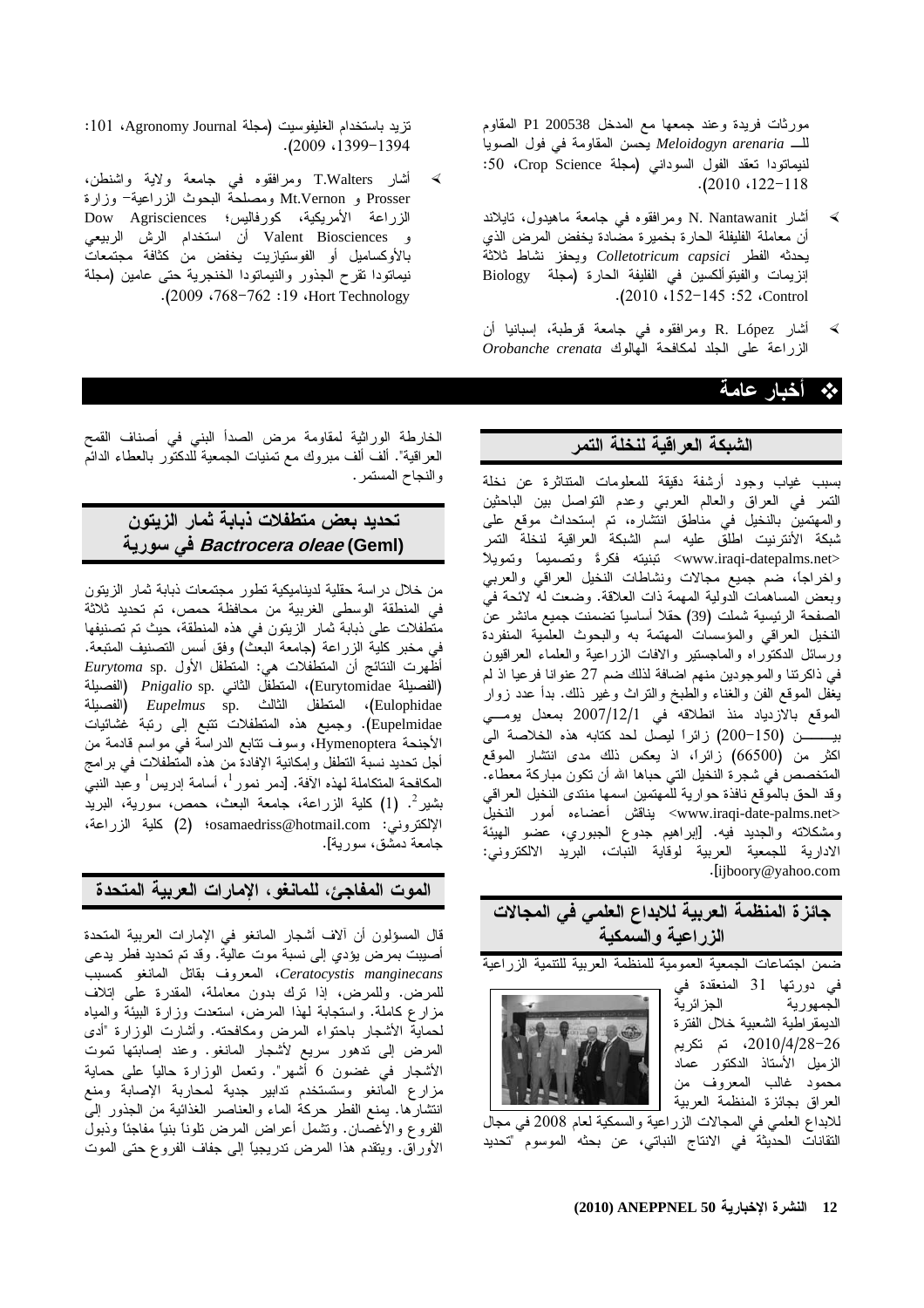مورثات فريدة وعند جمعها مع المدخل P1 200538 المقاوم للـــ *Meloidogyn arenaria* يحسن المقاومة في فول الصويا لنيماتودا تعقد الفول السوداني (مجلة Crop Science، 50: 118-122، 2010).

- أشار N. Nantawanit ومرافقوه في جامعة ماهيدول، تايلاند أن معاملة الفليفلة الحارة بخميرة مضادة يخفض المرض الذي يحدثه الفطر *Colletotricum capsici* ويحفز نشاط ثلاثة إنزيمات والفيتوألكسين في الفليفة الحارة (مجلة Biology Control، 52: 145-152، 2010).

- أشار R. López ومرافقوه في جامعة قرطبة، إسبانيا أن الزراعة على الجلد لمكافحة الهالوك *Orobanche crenata* تزيد باستخدام الغليفوسيت (مجلة Agronomy Journal، 101: 1394-1399، 2009).

- أشار T.Walters ومرافقوه في جامعة ولاية واشنطن، Prosser و Mt.Vernon ومصلحة البحوث الزراعية- وزارة الزراعة الأمريكية، كورفاليس؛ Dow Agrisciences و Valent Biosciences أن استخدام الرش الربيعي بالأوكساميل أو الفوستيازيت يخفض من كثافة مجتمعات نيماتودا تقرح الجذور والنيماتودا الخنجرية حتى عامين (مجلة Hort Technology، 19: 762-768، 2009).

## ❖ أخبار عامة

### الشبكة العراقية لنخلة التمر

بسبب غياب وجود أرشفة دقيقة للمعلومات المتناثرة عن نخلة التمر في العراق والعالم العربي وعدم التواصل بين الباحثين والمهتمين بالنخيل في مناطق انتشاره، تم إستحداث موقع على شبكة الأنترنيت اطلق عليه اسم الشبكة العراقية لنخلة التمر <www.iraqi-datepalms.net> تبنيته فكرةً وتصميماً وتمويلاً واخراجاً، ضم جميع مجالات ونشاطات النخيل العراقي والعربي وبعض المساهمات الدولية المهمة ذات العلاقة. وضعت له لائحة في الصفحة الرئيسية شملت (39) حقلا أساسياً تضمنت جميع مانشر عن النخيل العراقي والمؤسسات المهتمة به والبحوث العلمية المنفردة ورسائل الدكتوراه والماجستير والافات الزراعية والعلماء العراقيون في ذاكرتنا والموجودين منهم اضافة لذلك ضم 27 عنوانا فرعيا اذ لم يغفل الموقع الفن والغناء والطبخ والتراث وغير ذلك. بدأ عدد زوار الموقع بالازدياد منذ انطلاقه في 2007/12/1 بمعدل يومـــي بيــــــن (150-200) زائراً ليصل لحد كتابه هذه الخلاصة الى اكثر من (66500) زائراً، اذ يعكس ذلك مدى انتشار الموقع المتخصص في شجرة النخيل التي حباها الله أن تكون مباركة معطاء. وقد الحق بالموقع نافذة حوارية للمهتمين اسمها منتدى النخيل العراقي <www.iraqi-date-palms.net> يناقش أعضاءه أمور النخيل ومشكلاته والجديد فيه. [إبراهيم جدوع الجبوري، عضو الهيئة الادارية للجمعية العربية لوقاية النبات، البريد الالكتروني: ijboory@yahoo.com].

### جائزة المنظمة العربية للابداع العلمي في المجالات الزراعية والسمكية

ضمن اجتماعات الجمعية العمومية للمنظمة العربية للتنمية الزراعية في دورتها 31 المنعقدة في الجمهورية الجزائرية الديمقراطية الشعبية خلال الفترة 26-2010/4/28، تم تكريم الزميل الأستاذ الدكتور عماد محمود غالب المعروف من العراق بجائزة المنظمة العربية للابداع العلمي في المجالات الزراعية والسمكية لعام 2008 في مجال التقانات الحديثة في الانتاج النباتي، عن بحثه الموسوم "تحديد الخارطة الوراثية لمقاومة مرض الصدأ البني في أصناف القمح العراقية". ألف ألف مبروك مع تمنيات الجمعية للدكتور بالعطاء الدائم والنجاح المستمر.

### تحديد بعض متطفلات ذبابة ثمار الزيتون *Bactrocera oleae* (Geml) في سورية

من خلال دراسة حقلية لديناميكية تطور مجتمعات ذبابة ثمار الزيتون في المنطقة الوسطى الغربية من محافظة حمص، تم تحديد ثلاثة متطفلات على ذبابة ثمار الزيتون في هذه المنطقة، حيث تم تصنيفها في مخبر كلية الزراعة (جامعة البعث) وفق أسس التصنيف المتبعة. أظهرت النتائج أن المتطفلات هي: المتطفل الأول *Eurytoma* sp. (الفصيلة Eurytomidae)، المتطفل الثاني *Pnigalio* sp. (الفصيلة Eulophidae)، المتطفل الثالث *Eupelmus* sp. (الفصيلة Eupelmidae). وجميع هذه المتطفلات تتبع إلى رتبة غشائيات الأجنحة Hymenoptera، وسوف تتابع الدراسة في مواسم قادمة من أجل تحديد نسبة التطفل وإمكانية الإفادة من هذه المتطفلات في برامج المكافحة المتكاملة لهذه الآفة. [دمر نمور[1]، أسامة إدريس[1] وعبد النبي بشير[2]. (1) كلية الزراعة، جامعة البعث، حمص، سورية، البريد الإلكتروني: osamaedriss@hotmail.com؛ (2) كلية الزراعة، جامعة دمشق، سورية].

### الموت المفاجئ، للمانغو، الإمارات العربية المتحدة

قال المسؤلون أن آلاف أشجار المانغو في الإمارات العربية المتحدة أصيبت بمرض يؤدي إلى نسبة موت عالية. وقد تم تحديد فطر يدعى *Ceratocystis manginecans*، المعروف بقاتل المانغو كمسبب للمرض. وللمرض، إذا ترك بدون معاملة، المقدرة على إتلاف مزارع كاملة. واستجابة لهذا المرض، استعدت وزارة البيئة والمياه لحماية الأشجار باحتواء المرض ومكافحته. وأشارت الوزارة "أدى المرض إلى تدهور سريع لأشجار المانغو. وعند إصابتها تموت الأشجار في غضون 6 أشهر". وتعمل الوزارة حالياً على حماية مزارع المانغو وستستخدم تدابير جديدة لمحاربة الإصابة ومنع انتشارها. يمنع الفطر حركة الماء والعناصر الغذائية من الجذور إلى الفروع والأغصان. وتشمل أعراض المرض تلوناً بنياً مفاجئاً وذبول الأوراق. ويتقدم هذا المرض تدريجياً إلى جفاف الفروع حتى الموت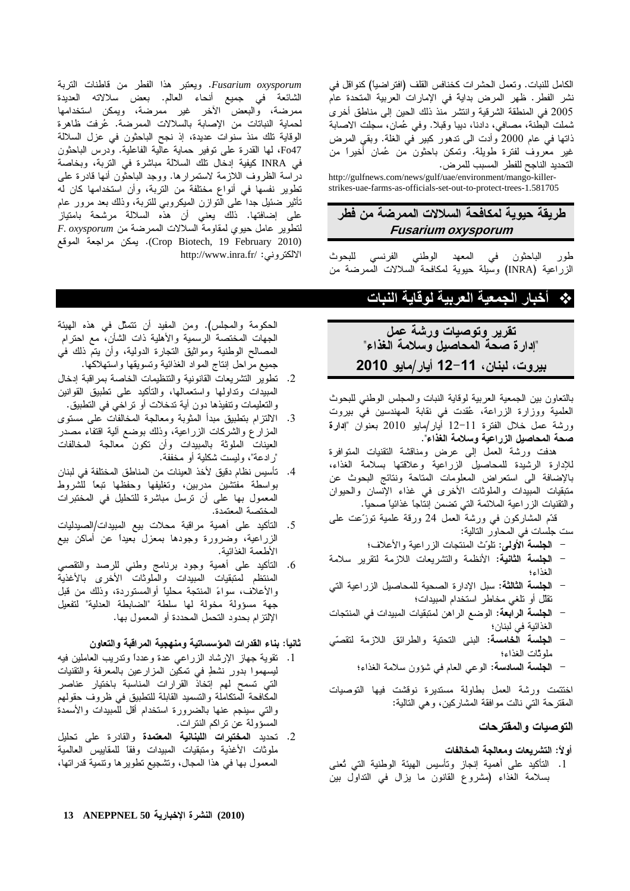الكامل للنبات. وتعمل الحشرات كخنافس القلف (افتراضياً) كنواقل في نشر الفطر. ظهر المرض بداية في الإمارات العربية المتحدة عام 2005 في المنطقة الشرقية وانتشر منذ ذلك الحين إلى مناطق أخرى شملت البطنة، مصافي، دادنا، ديبا وقبلا. وفي عُمان، سجلت الاصابة ذاتها في عام 2000 وأدت الى تدهور كبير في الغلة. وبقي المرض غير معروف لفترة طويلة. وتمكن باحثون من عُمان أخيراً من التحديد الناجح للفطر المسبب للمرض.

http://gulfnews.com/news/gulf/uae/environment/mango-killer-strikes-uae-farms-as-officials-set-out-to-protect-trees-1.581705

## طريقة حيوية لمكافحة السلالات الممرضة من فطر *Fusarium oxysporum*

طور الباحثون في المعهد الوطني الفرنسي للبحوث الزراعية (INRA) وسيلة حيوية لمكافحة السلالات الممرضة من *Fusarium oxysporum*. ويعتبر هذا الفطر من قاطنات التربة الشائعة في جميع أنحاء العالم. بعض سلالاته العديدة ممرضة، والبعض الآخر غير ممرضة، ويمكن استخدامها لحماية النباتات من الإصابة بالسلالات الممرضة. عُرفت ظاهرة الوقاية تلك منذ سنوات عديدة، إذ نجح الباحثون في عزل السلالة Fo47، لها القدرة على توفير حماية عالية الفاعلية. ودرس الباحثون في INRA كيفية إدخال تلك السلالة مباشرة في التربة، وبخاصة دراسة الظروف اللازمة لاستمرارها. ووجد الباحثون أنها قادرة على تطوير نفسها في أنواع مختلفة من التربة، وأن استخدامها كان له تأثير ضئيل جدا على التوازن الميكروبي للتربة، وذلك بعد مرور عام على إضافتها. ذلك يعني أن هذه السلالة مرشحة بامتياز لتطوير عامل حيوي لمقاومة السلالات الممرضة من *F. oxysporum* (Crop Biotech, 19 February 2010). يمكن مراجعة الموقع الالكتروني: /http://www.inra.fr

# ❖ أخبار الجمعية العربية لوقاية النبات

## تقرير وتوصيات ورشة عمل "إدارة صحة المحاصيل وسلامة الغذاء" بيروت، لبنان، 11–12 أيار/مايو 2010

بالتعاون بين الجمعية العربية لوقاية النبات والمجلس الوطني للبحوث العلمية ووزارة الزراعة، عُقدت في نقابة المهندسين في بيروت ورشة عمل خلال الفترة 11–12 أيار/مايو 2010 بعنوان "**إدارة صحة المحاصيل الزراعية وسلامة الغذاء**".

هدفت ورشة العمل إلى عرض ومناقشة التقنيات المتوافرة للإدارة الرشيدة للمحاصيل الزراعية وعلاقتها بسلامة الغذاء، بالإضافة الى استعراض المعلومات المتاحة ونتائج البحوث عن متبقيات المبيدات والملوثات الأخرى في غذاء الإنسان والحيوان والتقنيات الزراعية الملائمة التي تضمن إنتاجاً غذائياً صحياً.

قدّم المشاركون في ورشة العمل 24 ورقة علمية توزّعت على ست جلسات في المحاور التالية:

- **الجلسة الأولى:** تلوّث المنتجات الزراعية والأعلاف؛
- **الجلسة الثانية:** الأنظمة والتشريعات اللازمة لتقرير سلامة الغذاء؛
- **الجلسة الثالثة:** سبل الإدارة الصحية للمحاصيل الزراعية التي تقلل أو تلغي مخاطر استخدام المبيدات؛
- **الجلسة الرابعة:** الوضع الراهن لمتبقيات المبيدات في المنتجات الغذائية في لبنان؛
- **الجلسة الخامسة:** البنى التحتية والطرائق اللازمة لتقصّي ملوثات الغذاء؛
- **الجلسة السادسة:** الوعي العام في شؤون سلامة الغذاء؛

اختتمت ورشة العمل بطاولة مستديرة نوقشت فيها التوصيات المقترحة التي نالت موافقة المشاركين، وهي التالية:

### التوصيات والمقترحات

**أولاً: التشريعات ومعالجة المخالفات**

1. التأكيد على أهمية إنجاز وتأسيس الهيئة الوطنية التي تُعنى بسلامة الغذاء (مشروع القانون ما يزال في التداول بين الحكومة والمجلس). ومن المفيد أن تتمثّل في هذه الهيئة الجهات المختصة الرسمية والأهلية ذات الشأن، مع احترام المصالح الوطنية ومواثيق التجارة الدولية، وأن يتم ذلك في جميع مراحل إنتاج المواد الغذائية وتسويقها واستهلاكها.
2. تطوير التشريعات القانونية والتنظيمات الخاصة بمراقبة إدخال المبيدات وتداولها واستعمالها، والتأكيد على تطبيق القوانين والتعليمات وتنفيذها دون أية تدخلات أو تراخي في التطبيق.
3. الالتزام بتطبيق مبدأ المثوبة ومعالجة المخالفات على مستوى المزارع والشركات الزراعية، وذلك بوضع آلية اقتفاء مصدر العينات الملوثة بالمبيدات وأن تكون معالجة المخالفات "رادعة"، وليست شكلية أو مخففة.
4. تأسيس نظام دقيق لأخذ العينات من المناطق المختلفة في لبنان بواسطة مفتشين مدربين، وتغليفها وحفظها تبعاً للشروط المعمول بها على أن ترسل مباشرة للتحليل في المختبرات المختصة المعتمدة.
5. التأكيد على أهمية مراقبة محلات بيع المبيدات/الصيدليات الزراعية، وضرورة وجودها بمعزل بعيداً عن أماكن بيع الأطعمة الغذائية.
6. التأكيد على أهمية وجود برنامج وطني للرصد والتقصي المنتظم لمتبقيات المبيدات والملوثات الأخرى بالأغذية والأعلاف، سواءً المنتجة محلياً أوالمستوردة، وذلك من قبل جهة مسؤولة مخولة لها سلطة "الضابطة العدلية" لتفعيل الإلتزام بحدود التحمل المحددة أو المعمول بها.

**ثانياً: بناء القدرات المؤسساتية ومنهجية المراقبة والتعاون**

1. تقوية جهاز الإرشاد الزراعي عدة وعدداً وتدريب العاملين فيه ليسهموا بدور نشطٍ في تمكين المزارعين بالمعرفة والتقنيات التي تسمح لهم إتخاذ القرارات المناسبة باختيار عناصر المكافحة المتكاملة والتسميد القابلة للتطبيق في ظروف حقولهم والتي سينجم عنها بالضرورة استخدام أقل للمبيدات والأسمدة المسؤولة عن تراكم النترات.
2. تحديد **المختبرات اللبنانية المعتمدة** والقادرة على تحليل ملوثات الأغذية ومتبقيات المبيدات وفقاً للمقاييس العالمية المعمول بها في هذا المجال، وتشجيع تطويرها وتنمية قدراتها،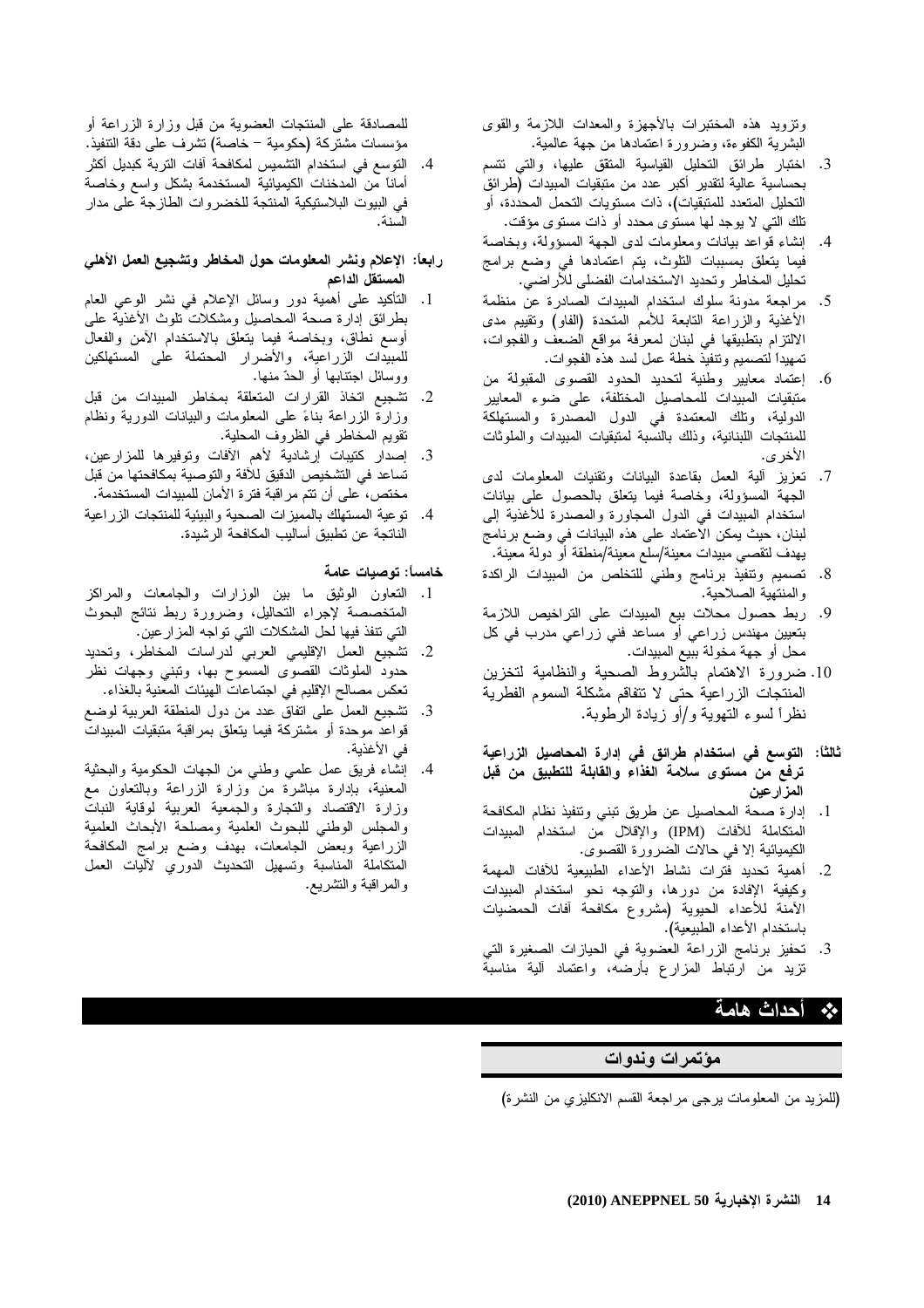وتزويد هذه المختبرات بالأجهزة والمعدات اللازمة والقوى البشرية الكفوءة، وضرورة اعتمادها من جهة عالمية.

3. اختبار طرائق التحليل القياسية المتفق عليها، والتي تتسم بحساسية عالية لتقدير أكبر عدد من متبقيات المبيدات (طرائق التحليل المتعدد للمتبقيات)، ذات مستويات التحمل المحددة، أو تلك التي لا يوجد لها مستوى محدد أو ذات مستوى مؤقت.
4. إنشاء قواعد بيانات ومعلومات لدى الجهة المسؤولة، وبخاصة فيما يتعلق بمسببات التلوث، يتم اعتمادها في وضع برامج تحليل المخاطر وتحديد الاستخدامات الفضلى للأراضي.
5. مراجعة مدونة سلوك استخدام المبيدات الصادرة عن منظمة الأغذية والزراعة التابعة للأمم المتحدة (الفاو) وتقييم مدى الالتزام بتطبيقها في لبنان لمعرفة مواقع الضعف والفجوات، تمهيداً لتصميم وتنفيذ خطة عمل لسد هذه الفجوات.
6. إعتماد معايير وطنية لتحديد الحدود القصوى المقبولة من متبقيات المبيدات للمحاصيل المختلفة، على ضوء المعايير الدولية، وتلك المعتمدة في الدول المصدرة والمستهلكة للمنتجات اللبنانية، وذلك بالنسبة لمتبقيات المبيدات والملوثات الأخرى.
7. تعزيز آلية العمل بقاعدة البيانات وتقنيات المعلومات لدى الجهة المسؤولة، وخاصة فيما يتعلق بالحصول على بيانات استخدام المبيدات في الدول المجاورة والمصدرة للأغذية إلى لبنان، حيث يمكن الاعتماد على هذه البيانات في وضع برنامج يهدف لتقصي مبيدات معينة/سلع معينة/منطقة أو دولة معينة.
8. تصميم وتنفيذ برنامج وطني للتخلص من المبيدات الراكدة والمنتهية الصلاحية.
9. ربط حصول محلات بيع المبيدات على التراخيص اللازمة بتعيين مهندس زراعي أو مساعد فني زراعي مدرب في كل محل أو جهة مخولة ببيع المبيدات.
10. ضرورة الاهتمام بالشروط الصحية والنظامية لتخزين المنتجات الزراعية حتى لا تتفاقم مشكلة السموم الفطرية نظراً لسوء التهوية و/أو زيادة الرطوبة.

**ثالثاً: التوسع في استخدام طرائق في إدارة المحاصيل الزراعية ترفع من مستوى سلامة الغذاء والقابلة للتطبيق من قبل المزارعين**

1. إدارة صحة المحاصيل عن طريق تبني وتنفيذ نظام المكافحة المتكاملة للآفات (IPM) والإقلال من استخدام المبيدات الكيميائية إلا في حالات الضرورة القصوى.
2. أهمية تحديد فترات نشاط الأعداء الطبيعية للآفات المهمة وكيفية الإفادة من دورها، والتوجه نحو استخدام المبيدات الآمنة للأعداء الحيوية (مشروع مكافحة آفات الحمضيات باستخدام الأعداء الطبيعية).
3. تحفيز برنامج الزراعة العضوية في الحيازات الصغيرة التي تزيد من ارتباط المزارع بأرضه، واعتماد آلية مناسبة للمصادقة على المنتجات العضوية من قبل وزارة الزراعة أو مؤسسات مشتركة (حكومية – خاصة) تشرف على دقة التنفيذ.
4. التوسع في استخدام التشميس لمكافحة آفات التربة كبديل أكثر أماناً من المدخلات الكيميائية المستخدمة بشكل واسع وخاصة في البيوت البلاستيكية المنتجة للخضروات الطازجة على مدار السنة.

**رابعاً: الإعلام ونشر المعلومات حول المخاطر وتشجيع العمل الأهلي المستقل الداعم**

1. التأكيد على أهمية دور وسائل الإعلام في نشر الوعي العام بطرائق إدارة صحة المحاصيل ومشكلات تلوث الأغذية على أوسع نطاق، وبخاصة فيما يتعلق بالاستخدام الآمن والفعال للمبيدات الزراعية، والأضرار المحتملة على المستهلكين ووسائل اجتنابها أو الحدّ منها.
2. تشجيع اتخاذ القرارات المتعلقة بمخاطر المبيدات من قبل وزارة الزراعة بناءً على المعلومات والبيانات الدورية ونظام تقويم المخاطر في الظروف المحلية.
3. إصدار كتيبات إرشادية لأهم الآفات وتوفيرها للمزارعين، تساعد في التشخيص الدقيق للآفة والتوصية بمكافحتها من قبل مختص، على أن تتم مراقبة فترة الأمان للمبيدات المستخدمة.
4. توعية المستهلك بالمميزات الصحية والبيئية للمنتجات الزراعية الناتجة عن تطبيق أساليب المكافحة الرشيدة.

**خامساً: توصيات عامة**

1. التعاون الوثيق ما بين الوزارات والجامعات والمراكز المتخصصة لإجراء التحاليل، وضرورة ربط نتائج البحوث التي تنفذ فيها لحل المشكلات التي تواجه المزارعين.
2. تشجيع العمل الإقليمي العربي لدراسات المخاطر، وتحديد حدود الملوثات القصوى المسموح بها، وتبني وجهات نظر تعكس مصالح الإقليم في اجتماعات الهيئات المعنية بالغذاء.
3. تشجيع العمل على اتفاق عدد من دول المنطقة العربية لوضع قواعد موحدة أو مشتركة فيما يتعلق بمراقبة متبقيات المبيدات في الأغذية.
4. إنشاء فريق عمل علمي وطني من الجهات الحكومية والبحثية المعنية، بإدارة مباشرة من وزارة الزراعة وبالتعاون مع وزارة الاقتصاد والتجارة والجمعية العربية لوقاية النبات والمجلس الوطني للبحوث العلمية ومصلحة الأبحاث العلمية الزراعية وبعض الجامعات، بهدف وضع برامج المكافحة المتكاملة المناسبة وتسهيل التحديث الدوري لآليات العمل والمراقبة والتشريع.

## ❖ أحداث هامة

### مؤتمرات وندوات

(للمزيد من المعلومات يرجى مراجعة القسم الانكليزي من النشرة)